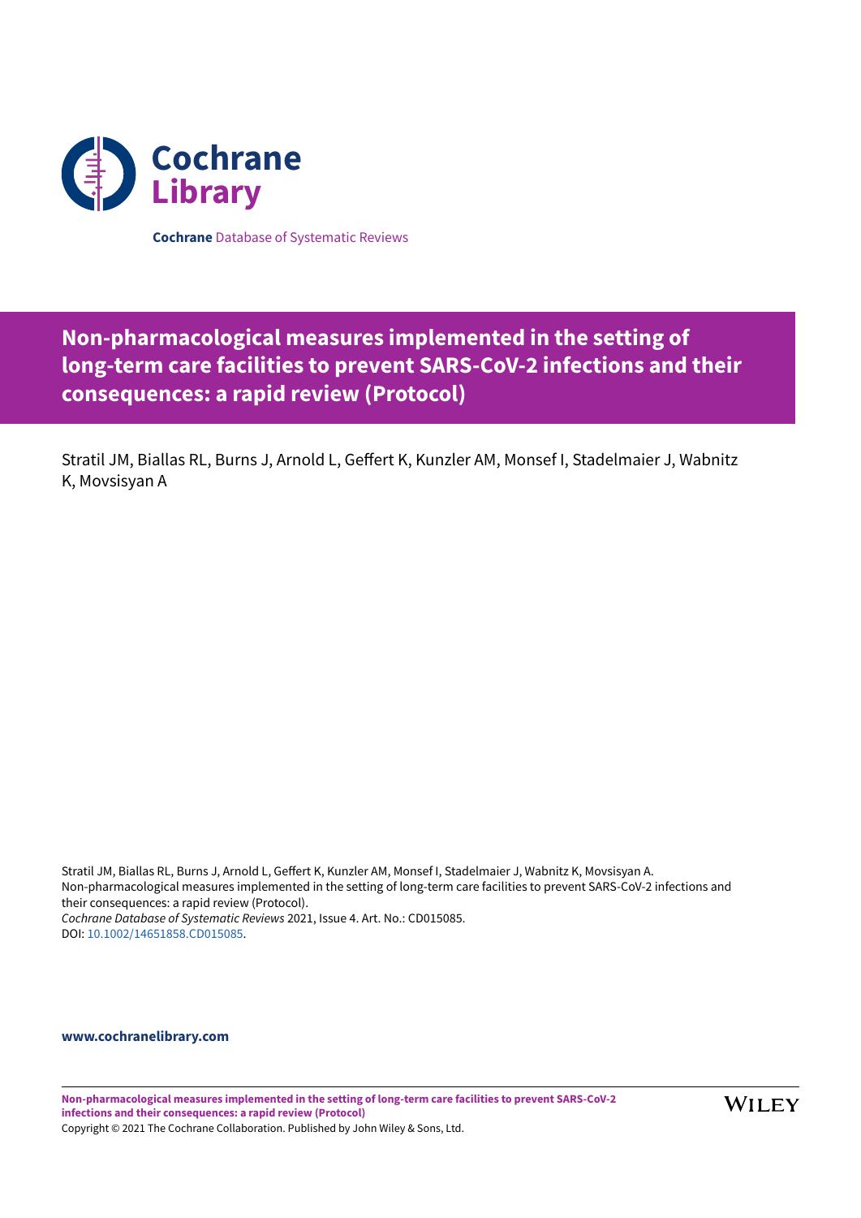**Cochrane** Database of Systematic Reviews

# Non-pharmacological measures implemented in the setting of long-term care facilities to prevent SARS-CoV-2 infections and their consequences: a rapid review (Protocol)

Stratil JM, Biallas RL, Burns J, Arnold L, Geffert K, Kunzler AM, Monsef I, Stadelmaier J, Wabnitz K, Movsisyan A

Stratil JM, Biallas RL, Burns J, Arnold L, Geffert K, Kunzler AM, Monsef I, Stadelmaier J, Wabnitz K, Movsisyan A.
Non-pharmacological measures implemented in the setting of long-term care facilities to prevent SARS-CoV-2 infections and their consequences: a rapid review (Protocol).
*Cochrane Database of Systematic Reviews* 2021, Issue 4. Art. No.: CD015085.
DOI: 10.1002/14651858.CD015085.

**www.cochranelibrary.com**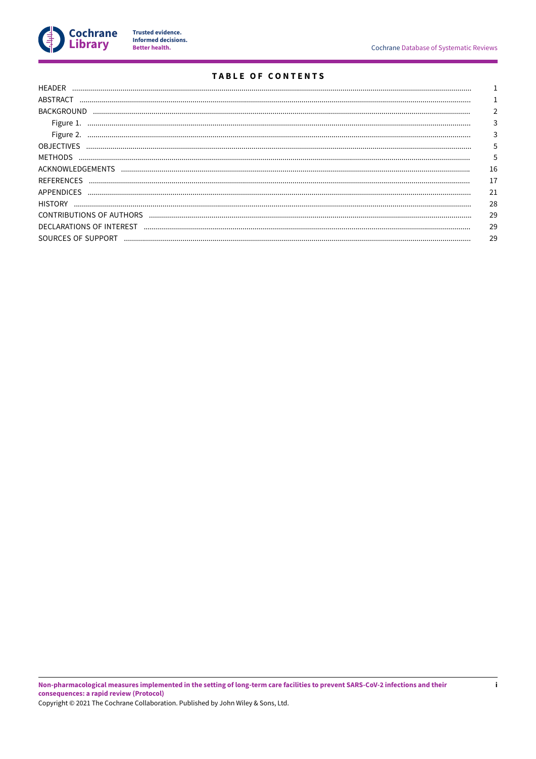# TABLE OF CONTENTS

| | |
|---|---|
| HEADER | 1 |
| ABSTRACT | 1 |
| BACKGROUND | 2 |
| Figure 1. | 3 |
| Figure 2. | 3 |
| OBJECTIVES | 5 |
| METHODS | 5 |
| ACKNOWLEDGEMENTS | 16 |
| REFERENCES | 17 |
| APPENDICES | 21 |
| HISTORY | 28 |
| CONTRIBUTIONS OF AUTHORS | 29 |
| DECLARATIONS OF INTEREST | 29 |
| SOURCES OF SUPPORT | 29 |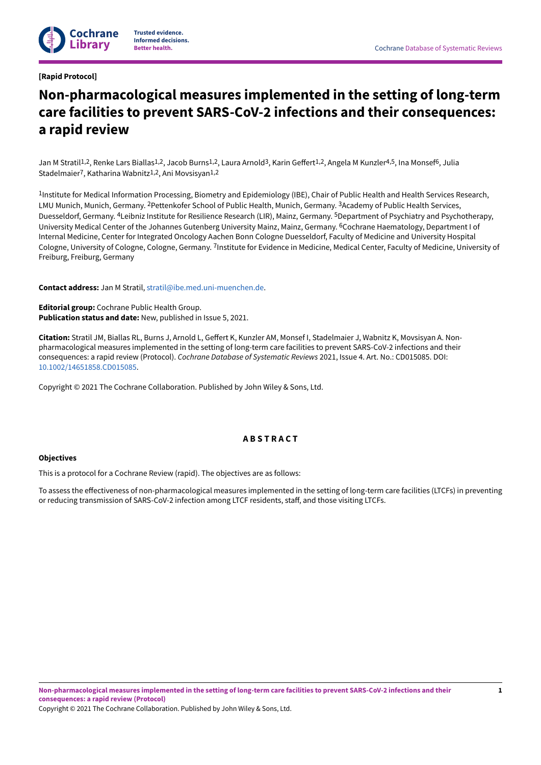**[Rapid Protocol]**

# Non-pharmacological measures implemented in the setting of long-term care facilities to prevent SARS-CoV-2 infections and their consequences: a rapid review

Jan M Stratil[1,2], Renke Lars Biallas[1,2], Jacob Burns[1,2], Laura Arnold[3], Karin Geffert[1,2], Angela M Kunzler[4,5], Ina Monsef[6], Julia Stadelmaier[7], Katharina Wabnitz[1,2], Ani Movsisyan[1,2]

[1]Institute for Medical Information Processing, Biometry and Epidemiology (IBE), Chair of Public Health and Health Services Research, LMU Munich, Munich, Germany. [2]Pettenkofer School of Public Health, Munich, Germany. [3]Academy of Public Health Services, Duesseldorf, Germany. [4]Leibniz Institute for Resilience Research (LIR), Mainz, Germany. [5]Department of Psychiatry and Psychotherapy, University Medical Center of the Johannes Gutenberg University Mainz, Mainz, Germany. [6]Cochrane Haematology, Department I of Internal Medicine, Center for Integrated Oncology Aachen Bonn Cologne Duesseldorf, Faculty of Medicine and University Hospital Cologne, University of Cologne, Cologne, Germany. [7]Institute for Evidence in Medicine, Medical Center, Faculty of Medicine, University of Freiburg, Freiburg, Germany

**Contact address:** Jan M Stratil, stratil@ibe.med.uni-muenchen.de.

**Editorial group:** Cochrane Public Health Group.
**Publication status and date:** New, published in Issue 5, 2021.

**Citation:** Stratil JM, Biallas RL, Burns J, Arnold L, Geffert K, Kunzler AM, Monsef I, Stadelmaier J, Wabnitz K, Movsisyan A. Non-pharmacological measures implemented in the setting of long-term care facilities to prevent SARS-CoV-2 infections and their consequences: a rapid review (Protocol). *Cochrane Database of Systematic Reviews* 2021, Issue 4. Art. No.: CD015085. DOI: 10.1002/14651858.CD015085.

Copyright © 2021 The Cochrane Collaboration. Published by John Wiley & Sons, Ltd.

## ABSTRACT

### Objectives

This is a protocol for a Cochrane Review (rapid). The objectives are as follows:

To assess the effectiveness of non-pharmacological measures implemented in the setting of long-term care facilities (LTCFs) in preventing or reducing transmission of SARS-CoV-2 infection among LTCF residents, staff, and those visiting LTCFs.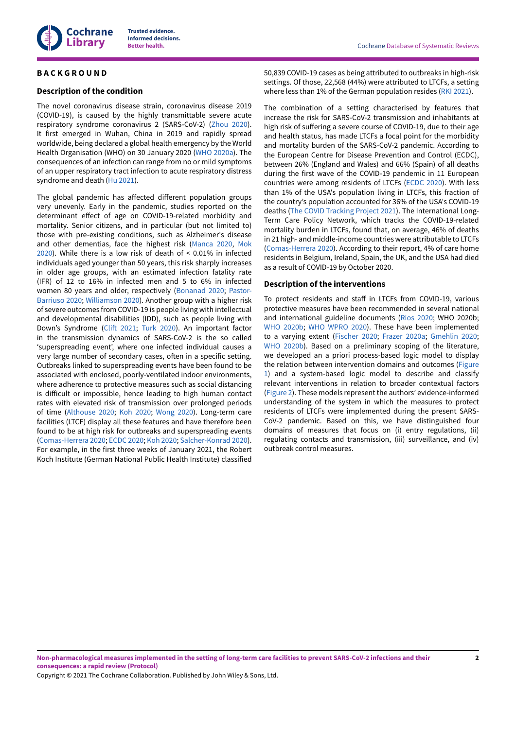## BACKGROUND

### Description of the condition

The novel coronavirus disease strain, coronavirus disease 2019 (COVID-19), is caused by the highly transmittable severe acute respiratory syndrome coronavirus 2 (SARS-CoV-2) (Zhou 2020). It first emerged in Wuhan, China in 2019 and rapidly spread worldwide, being declared a global health emergency by the World Health Organisation (WHO) on 30 January 2020 (WHO 2020a). The consequences of an infection can range from no or mild symptoms of an upper respiratory tract infection to acute respiratory distress syndrome and death (Hu 2021).

The global pandemic has affected different population groups very unevenly. Early in the pandemic, studies reported on the determinant effect of age on COVID-19-related morbidity and mortality. Senior citizens, and in particular (but not limited to) those with pre-existing conditions, such as Alzheimer's disease and other dementias, face the highest risk (Manca 2020, Mok 2020). While there is a low risk of death of < 0.01% in infected individuals aged younger than 50 years, this risk sharply increases in older age groups, with an estimated infection fatality rate (IFR) of 12 to 16% in infected men and 5 to 6% in infected women 80 years and older, respectively (Bonanad 2020; Pastor-Barriuso 2020; Williamson 2020). Another group with a higher risk of severe outcomes from COVID-19 is people living with intellectual and developmental disabilities (IDD), such as people living with Down's Syndrome (Clift 2021; Turk 2020). An important factor in the transmission dynamics of SARS-CoV-2 is the so called 'superspreading event', where one infected individual causes a very large number of secondary cases, often in a specific setting. Outbreaks linked to superspreading events have been found to be associated with enclosed, poorly-ventilated indoor environments, where adherence to protective measures such as social distancing is difficult or impossible, hence leading to high human contact rates with elevated risk of transmission over prolonged periods of time (Althouse 2020; Koh 2020; Wong 2020). Long-term care facilities (LTCF) display all these features and have therefore been found to be at high risk for outbreaks and superspreading events (Comas-Herrera 2020; ECDC 2020; Koh 2020; Salcher-Konrad 2020). For example, in the first three weeks of January 2021, the Robert Koch Institute (German National Public Health Institute) classified 50,839 COVID-19 cases as being attributed to outbreaks in high-risk settings. Of those, 22,568 (44%) were attributed to LTCFs, a setting where less than 1% of the German population resides (RKI 2021).

The combination of a setting characterised by features that increase the risk for SARS-CoV-2 transmission and inhabitants at high risk of suffering a severe course of COVID-19, due to their age and health status, has made LTCFs a focal point for the morbidity and mortality burden of the SARS-CoV-2 pandemic. According to the European Centre for Disease Prevention and Control (ECDC), between 26% (England and Wales) and 66% (Spain) of all deaths during the first wave of the COVID-19 pandemic in 11 European countries were among residents of LTCFs (ECDC 2020). With less than 1% of the USA's population living in LTCFs, this fraction of the country's population accounted for 36% of the USA's COVID-19 deaths (The COVID Tracking Project 2021). The International Long-Term Care Policy Network, which tracks the COVID-19-related mortality burden in LTCFs, found that, on average, 46% of deaths in 21 high- and middle-income countries were attributable to LTCFs (Comas-Herrera 2020). According to their report, 4% of care home residents in Belgium, Ireland, Spain, the UK, and the USA had died as a result of COVID-19 by October 2020.

### Description of the interventions

To protect residents and staff in LTCFs from COVID-19, various protective measures have been recommended in several national and international guideline documents (Rios 2020; WHO 2020b; WHO 2020b; WHO WPRO 2020). These have been implemented to a varying extent (Fischer 2020; Frazer 2020a; Gmehlin 2020; WHO 2020b). Based on a preliminary scoping of the literature, we developed an a priori process-based logic model to display the relation between intervention domains and outcomes (Figure 1) and a system-based logic model to describe and classify relevant interventions in relation to broader contextual factors (Figure 2). These models represent the authors' evidence-informed understanding of the system in which the measures to protect residents of LTCFs were implemented during the present SARS-CoV-2 pandemic. Based on this, we have distinguished four domains of measures that focus on (i) entry regulations, (ii) regulating contacts and transmission, (iii) surveillance, and (iv) outbreak control measures.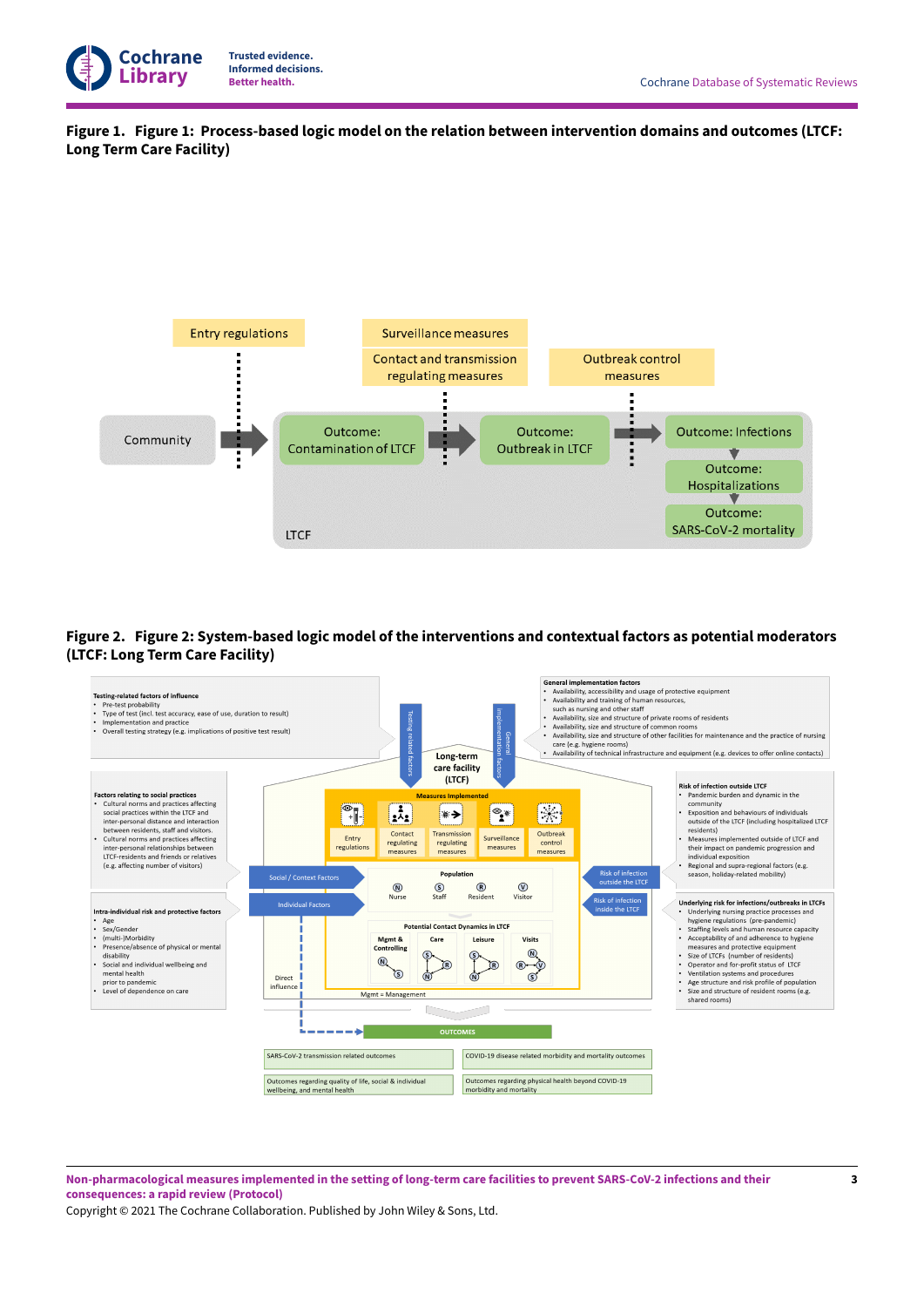**Figure 1. Figure 1: Process-based logic model on the relation between intervention domains and outcomes (LTCF: Long Term Care Facility)**

Entry regulations

Surveillance measures

Contact and transmission regulating measures

Outbreak control measures

Community

Outcome: Contamination of LTCF

Outcome: Outbreak in LTCF

Outcome: Infections

Outcome: Hospitalizations

Outcome: SARS-CoV-2 mortality

LTCF

**Figure 2. Figure 2: System-based logic model of the interventions and contextual factors as potential moderators (LTCF: Long Term Care Facility)**

**Testing-related factors of influence**

- Pre-test probability
- Type of test (incl. test accuracy, ease of use, duration to result)
- Implementation and practice
- Overall testing strategy (e.g. implications of positive test result)

**General implementation factors**

- Availability, accessibility and usage of protective equipment
- Availability and training of human resources, such as nursing and other staff
- Availability, size and structure of private rooms of residents
- Availability, size and structure of common rooms
- Availability, size and structure of other facilities for maintenance and the practice of nursing care (e.g. hygiene rooms)
- Availability of technical infrastructure and equipment (e.g. devices to offer online contacts)

**Factors relating to social practices**

- Cultural norms and practices affecting social practices within the LTCF and inter-personal distance and interaction between residents, staff and visitors.
- Cultural norms and practices affecting inter-personal relationships between LTCF-residents and friends or relatives (e.g. affecting number of visitors)

**Intra-individual risk and protective factors**

- Age
- Sex/Gender
- (multi-)Morbidity
- Presence/absence of physical or mental disability
- Social and individual wellbeing and mental health prior to pandemic
- Level of dependence on care

**Risk of infection outside LTCF**

- Pandemic burden and dynamic in the community
- Exposition and behaviours of individuals outside of the LTCF (including hospitalized LTCF residents)
- Measures implemented outside of LTCF and their impact on pandemic progression and individual exposition
- Regional and supra-regional factors (e.g. season, holiday-related mobility)

**Underlying risk for infections/outbreaks in LTCFs**

- Underlying nursing practice processes and hygiene regulations (pre-pandemic)
- Staffing levels and human resource capacity
- Acceptability of and adherence to hygiene measures and protective equipment
- Size of LTCFs (number of residents)
- Operator and for-profit status of LTCF
- Ventilation systems and procedures
- Age structure and risk profile of population
- Size and structure of resident rooms (e.g. shared rooms)

Testing related factors · General implementation factors · Long-term care facility (LTCF)

Measures Implemented: Entry regulations · Contact regulating measures · Transmission regulating measures · Surveillance measures · Outbreak control measures

Social / Context Factors · Individual Factors · Risk of infection outside the LTCF · Risk of infection inside the LTCF

Population: Nurse · Staff · Resident · Visitor

Potential Contact Dynamics in LTCF: Mgmt & Controlling · Care · Leisure · Visits

Direct influence · Mgmt = Management

OUTCOMES

- SARS-CoV-2 transmission related outcomes
- COVID-19 disease related morbidity and mortality outcomes
- Outcomes regarding quality of life, social & individual wellbeing, and mental health
- Outcomes regarding physical health beyond COVID-19 morbidity and mortality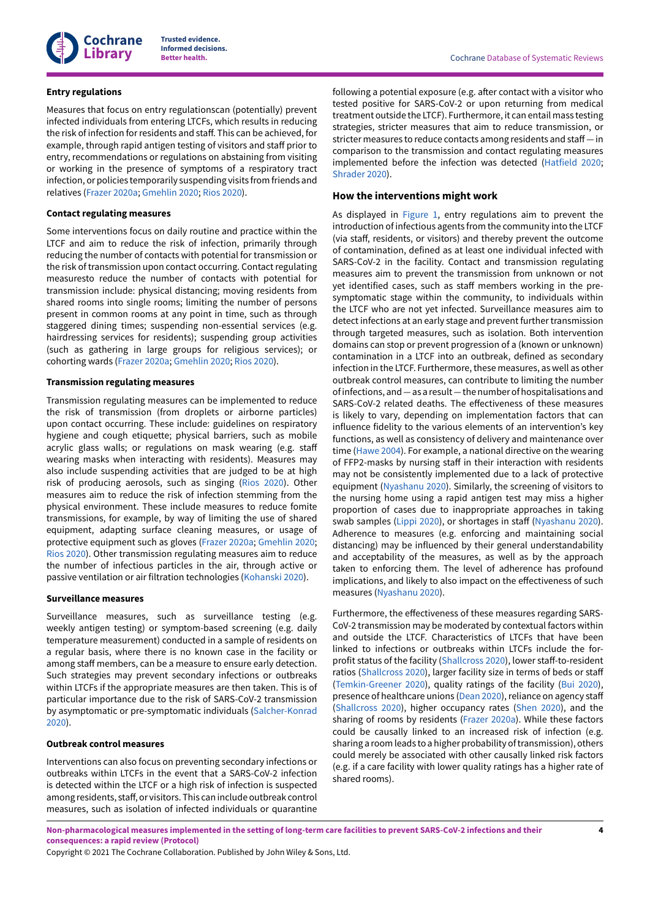#### Entry regulations

Measures that focus on entry regulationscan (potentially) prevent infected individuals from entering LTCFs, which results in reducing the risk of infection for residents and staff. This can be achieved, for example, through rapid antigen testing of visitors and staff prior to entry, recommendations or regulations on abstaining from visiting or working in the presence of symptoms of a respiratory tract infection, or policies temporarily suspending visits from friends and relatives (Frazer 2020a; Gmehlin 2020; Rios 2020).

#### Contact regulating measures

Some interventions focus on daily routine and practice within the LTCF and aim to reduce the risk of infection, primarily through reducing the number of contacts with potential for transmission or the risk of transmission upon contact occurring. Contact regulating measuresto reduce the number of contacts with potential for transmission include: physical distancing; moving residents from shared rooms into single rooms; limiting the number of persons present in common rooms at any point in time, such as through staggered dining times; suspending non-essential services (e.g. hairdressing services for residents); suspending group activities (such as gathering in large groups for religious services); or cohorting wards (Frazer 2020a; Gmehlin 2020; Rios 2020).

#### Transmission regulating measures

Transmission regulating measures can be implemented to reduce the risk of transmission (from droplets or airborne particles) upon contact occurring. These include: guidelines on respiratory hygiene and cough etiquette; physical barriers, such as mobile acrylic glass walls; or regulations on mask wearing (e.g. staff wearing masks when interacting with residents). Measures may also include suspending activities that are judged to be at high risk of producing aerosols, such as singing (Rios 2020). Other measures aim to reduce the risk of infection stemming from the physical environment. These include measures to reduce fomite transmissions, for example, by way of limiting the use of shared equipment, adapting surface cleaning measures, or usage of protective equipment such as gloves (Frazer 2020a; Gmehlin 2020; Rios 2020). Other transmission regulating measures aim to reduce the number of infectious particles in the air, through active or passive ventilation or air filtration technologies (Kohanski 2020).

#### Surveillance measures

Surveillance measures, such as surveillance testing (e.g. weekly antigen testing) or symptom-based screening (e.g. daily temperature measurement) conducted in a sample of residents on a regular basis, where there is no known case in the facility or among staff members, can be a measure to ensure early detection. Such strategies may prevent secondary infections or outbreaks within LTCFs if the appropriate measures are then taken. This is of particular importance due to the risk of SARS-CoV-2 transmission by asymptomatic or pre-symptomatic individuals (Salcher-Konrad 2020).

#### Outbreak control measures

Interventions can also focus on preventing secondary infections or outbreaks within LTCFs in the event that a SARS-CoV-2 infection is detected within the LTCF or a high risk of infection is suspected among residents, staff, or visitors. This can include outbreak control measures, such as isolation of infected individuals or quarantine following a potential exposure (e.g. after contact with a visitor who tested positive for SARS-CoV-2 or upon returning from medical treatment outside the LTCF). Furthermore, it can entail mass testing strategies, stricter measures that aim to reduce transmission, or stricter measures to reduce contacts among residents and staff — in comparison to the transmission and contact regulating measures implemented before the infection was detected (Hatfield 2020; Shrader 2020).

### How the interventions might work

As displayed in Figure 1, entry regulations aim to prevent the introduction of infectious agents from the community into the LTCF (via staff, residents, or visitors) and thereby prevent the outcome of contamination, defined as at least one individual infected with SARS-CoV-2 in the facility. Contact and transmission regulating measures aim to prevent the transmission from unknown or not yet identified cases, such as staff members working in the pre-symptomatic stage within the community, to individuals within the LTCF who are not yet infected. Surveillance measures aim to detect infections at an early stage and prevent further transmission through targeted measures, such as isolation. Both intervention domains can stop or prevent progression of a (known or unknown) contamination in a LTCF into an outbreak, defined as secondary infection in the LTCF. Furthermore, these measures, as well as other outbreak control measures, can contribute to limiting the number of infections, and — as a result — the number of hospitalisations and SARS-CoV-2 related deaths. The effectiveness of these measures is likely to vary, depending on implementation factors that can influence fidelity to the various elements of an intervention's key functions, as well as consistency of delivery and maintenance over time (Hawe 2004). For example, a national directive on the wearing of FFP2-masks by nursing staff in their interaction with residents may not be consistently implemented due to a lack of protective equipment (Nyashanu 2020). Similarly, the screening of visitors to the nursing home using a rapid antigen test may miss a higher proportion of cases due to inappropriate approaches in taking swab samples (Lippi 2020), or shortages in staff (Nyashanu 2020). Adherence to measures (e.g. enforcing and maintaining social distancing) may be influenced by their general understandability and acceptability of the measures, as well as by the approach taken to enforcing them. The level of adherence has profound implications, and likely to also impact on the effectiveness of such measures (Nyashanu 2020).

Furthermore, the effectiveness of these measures regarding SARS-CoV-2 transmission may be moderated by contextual factors within and outside the LTCF. Characteristics of LTCFs that have been linked to infections or outbreaks within LTCFs include the for-profit status of the facility (Shallcross 2020), lower staff-to-resident ratios (Shallcross 2020), larger facility size in terms of beds or staff (Temkin-Greener 2020), quality ratings of the facility (Bui 2020), presence of healthcare unions (Dean 2020), reliance on agency staff (Shallcross 2020), higher occupancy rates (Shen 2020), and the sharing of rooms by residents (Frazer 2020a). While these factors could be causally linked to an increased risk of infection (e.g. sharing a room leads to a higher probability of transmission), others could merely be associated with other causally linked risk factors (e.g. if a care facility with lower quality ratings has a higher rate of shared rooms).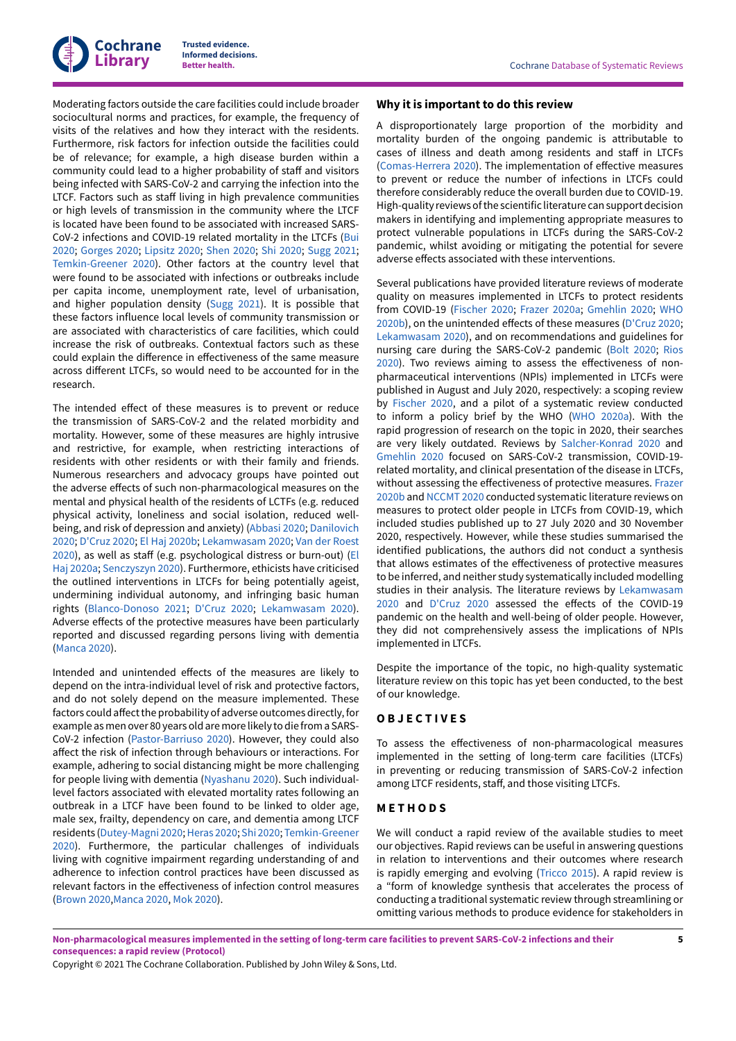Moderating factors outside the care facilities could include broader sociocultural norms and practices, for example, the frequency of visits of the relatives and how they interact with the residents. Furthermore, risk factors for infection outside the facilities could be of relevance; for example, a high disease burden within a community could lead to a higher probability of staff and visitors being infected with SARS-CoV-2 and carrying the infection into the LTCF. Factors such as staff living in high prevalence communities or high levels of transmission in the community where the LTCF is located have been found to be associated with increased SARS-CoV-2 infections and COVID-19 related mortality in the LTCFs (Bui 2020; Gorges 2020; Lipsitz 2020; Shen 2020; Shi 2020; Sugg 2021; Temkin-Greener 2020). Other factors at the country level that were found to be associated with infections or outbreaks include per capita income, unemployment rate, level of urbanisation, and higher population density (Sugg 2021). It is possible that these factors influence local levels of community transmission or are associated with characteristics of care facilities, which could increase the risk of outbreaks. Contextual factors such as these could explain the difference in effectiveness of the same measure across different LTCFs, so would need to be accounted for in the research.

The intended effect of these measures is to prevent or reduce the transmission of SARS-CoV-2 and the related morbidity and mortality. However, some of these measures are highly intrusive and restrictive, for example, when restricting interactions of residents with other residents or with their family and friends. Numerous researchers and advocacy groups have pointed out the adverse effects of such non-pharmacological measures on the mental and physical health of the residents of LCTFs (e.g. reduced physical activity, loneliness and social isolation, reduced well-being, and risk of depression and anxiety) (Abbasi 2020; Danilovich 2020; D'Cruz 2020; El Haj 2020b; Lekamwasam 2020; Van der Roest 2020), as well as staff (e.g. psychological distress or burn-out) (El Haj 2020a; Senczyszyn 2020). Furthermore, ethicists have criticised the outlined interventions in LTCFs for being potentially ageist, undermining individual autonomy, and infringing basic human rights (Blanco-Donoso 2021; D'Cruz 2020; Lekamwasam 2020). Adverse effects of the protective measures have been particularly reported and discussed regarding persons living with dementia (Manca 2020).

Intended and unintended effects of the measures are likely to depend on the intra-individual level of risk and protective factors, and do not solely depend on the measure implemented. These factors could affect the probability of adverse outcomes directly, for example as men over 80 years old are more likely to die from a SARS-CoV-2 infection (Pastor-Barriuso 2020). However, they could also affect the risk of infection through behaviours or interactions. For example, adhering to social distancing might be more challenging for people living with dementia (Nyashanu 2020). Such individual-level factors associated with elevated mortality rates following an outbreak in a LTCF have been found to be linked to older age, male sex, frailty, dependency on care, and dementia among LTCF residents (Dutey-Magni 2020; Heras 2020; Shi 2020; Temkin-Greener 2020). Furthermore, the particular challenges of individuals living with cognitive impairment regarding understanding of and adherence to infection control practices have been discussed as relevant factors in the effectiveness of infection control measures (Brown 2020, Manca 2020, Mok 2020).

## Why it is important to do this review

A disproportionately large proportion of the morbidity and mortality burden of the ongoing pandemic is attributable to cases of illness and death among residents and staff in LTCFs (Comas-Herrera 2020). The implementation of effective measures to prevent or reduce the number of infections in LTCFs could therefore considerably reduce the overall burden due to COVID-19. High-quality reviews of the scientific literature can support decision makers in identifying and implementing appropriate measures to protect vulnerable populations in LTCFs during the SARS-CoV-2 pandemic, whilst avoiding or mitigating the potential for severe adverse effects associated with these interventions.

Several publications have provided literature reviews of moderate quality on measures implemented in LTCFs to protect residents from COVID-19 (Fischer 2020; Frazer 2020a; Gmehlin 2020; WHO 2020b), on the unintended effects of these measures (D'Cruz 2020; Lekamwasam 2020), and on recommendations and guidelines for nursing care during the SARS-CoV-2 pandemic (Bolt 2020; Rios 2020). Two reviews aiming to assess the effectiveness of non-pharmacological interventions (NPIs) implemented in LTCFs were published in August and July 2020, respectively: a scoping review by Fischer 2020, and a pilot of a systematic review conducted to inform a policy brief by the WHO (WHO 2020a). With the rapid progression of research on the topic in 2020, their searches are very likely outdated. Reviews by Salcher-Konrad 2020 and Gmehlin 2020 focused on SARS-CoV-2 transmission, COVID-19-related mortality, and clinical presentation of the disease in LTCFs, without assessing the effectiveness of protective measures. Frazer 2020b and NCCMT 2020 conducted systematic literature reviews on measures to protect older people in LTCFs from COVID-19, which included studies published up to 27 July 2020 and 30 November 2020, respectively. However, while these studies summarised the identified publications, the authors did not conduct a synthesis that allows estimates of the effectiveness of protective measures to be inferred, and neither study systematically included modelling studies in their analysis. The literature reviews by Lekamwasam 2020 and D'Cruz 2020 assessed the effects of the COVID-19 pandemic on the health and well-being of older people. However, they did not comprehensively assess the implications of NPIs implemented in LTCFs.

Despite the importance of the topic, no high-quality systematic literature review on this topic has yet been conducted, to the best of our knowledge.

# OBJECTIVES

To assess the effectiveness of non-pharmacological measures implemented in the setting of long-term care facilities (LTCFs) in preventing or reducing transmission of SARS-CoV-2 infection among LTCF residents, staff, and those visiting LTCFs.

# METHODS

We will conduct a rapid review of the available studies to meet our objectives. Rapid reviews can be useful in answering questions in relation to interventions and their outcomes where research is rapidly emerging and evolving (Tricco 2015). A rapid review is a "form of knowledge synthesis that accelerates the process of conducting a traditional systematic review through streamlining or omitting various methods to produce evidence for stakeholders in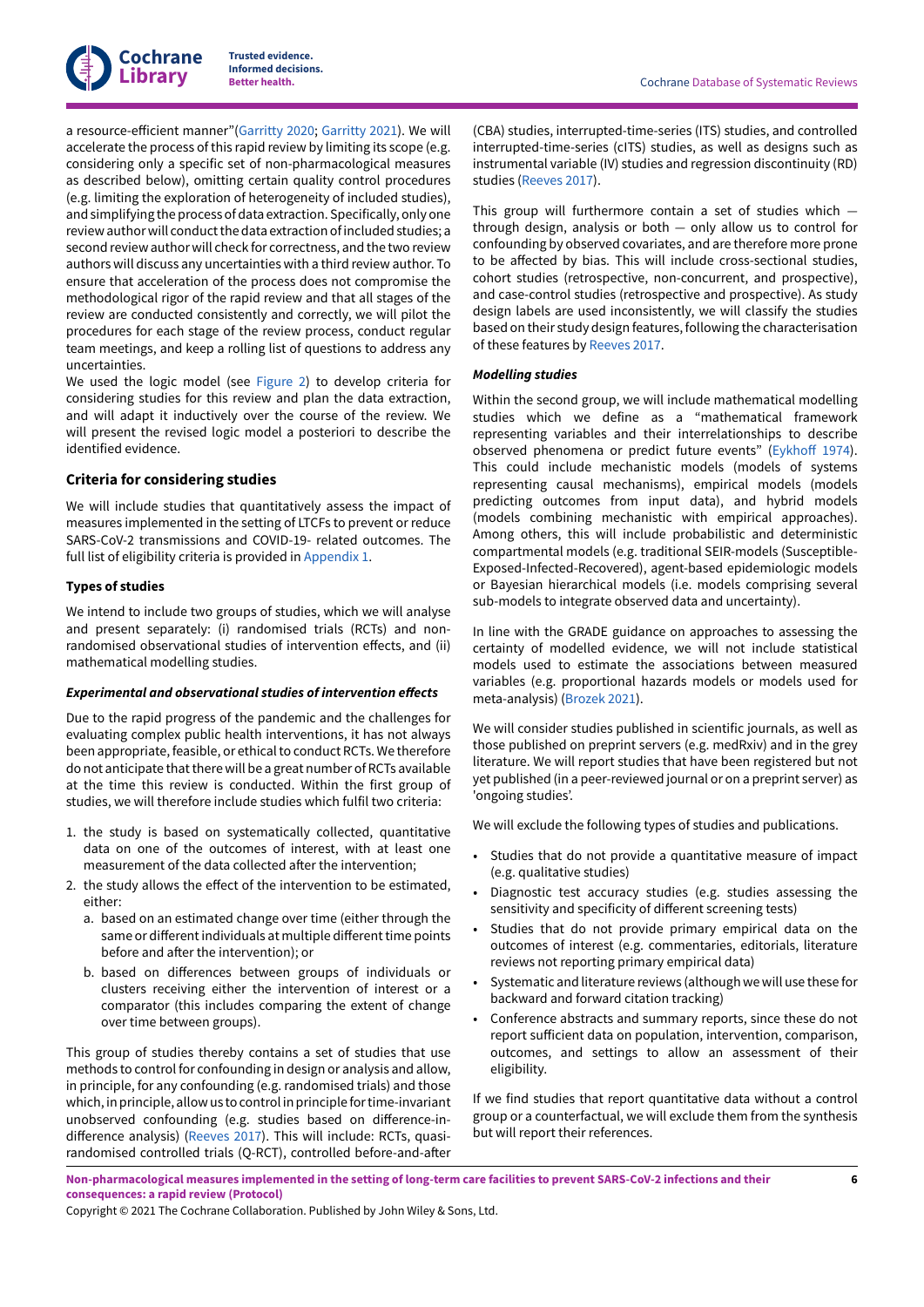a resource-efficient manner"(Garritty 2020; Garritty 2021). We will accelerate the process of this rapid review by limiting its scope (e.g. considering only a specific set of non-pharmacological measures as described below), omitting certain quality control procedures (e.g. limiting the exploration of heterogeneity of included studies), and simplifying the process of data extraction. Specifically, only one review author will conduct the data extraction of included studies; a second review author will check for correctness, and the two review authors will discuss any uncertainties with a third review author. To ensure that acceleration of the process does not compromise the methodological rigor of the rapid review and that all stages of the review are conducted consistently and correctly, we will pilot the procedures for each stage of the review process, conduct regular team meetings, and keep a rolling list of questions to address any uncertainties.

We used the logic model (see Figure 2) to develop criteria for considering studies for this review and plan the data extraction, and will adapt it inductively over the course of the review. We will present the revised logic model a posteriori to describe the identified evidence.

### Criteria for considering studies

We will include studies that quantitatively assess the impact of measures implemented in the setting of LTCFs to prevent or reduce SARS-CoV-2 transmissions and COVID-19- related outcomes. The full list of eligibility criteria is provided in Appendix 1.

#### Types of studies

We intend to include two groups of studies, which we will analyse and present separately: (i) randomised trials (RCTs) and non-randomised observational studies of intervention effects, and (ii) mathematical modelling studies.

##### *Experimental and observational studies of intervention effects*

Due to the rapid progress of the pandemic and the challenges for evaluating complex public health interventions, it has not always been appropriate, feasible, or ethical to conduct RCTs. We therefore do not anticipate that there will be a great number of RCTs available at the time this review is conducted. Within the first group of studies, we will therefore include studies which fulfil two criteria:

1. the study is based on systematically collected, quantitative data on one of the outcomes of interest, with at least one measurement of the data collected after the intervention;
2. the study allows the effect of the intervention to be estimated, either:
   a. based on an estimated change over time (either through the same or different individuals at multiple different time points before and after the intervention); or
   b. based on differences between groups of individuals or clusters receiving either the intervention of interest or a comparator (this includes comparing the extent of change over time between groups).

This group of studies thereby contains a set of studies that use methods to control for confounding in design or analysis and allow, in principle, for any confounding (e.g. randomised trials) and those which, in principle, allow us to control in principle for time-invariant unobserved confounding (e.g. studies based on difference-in-difference analysis) (Reeves 2017). This will include: RCTs, quasi-randomised controlled trials (Q-RCT), controlled before-and-after (CBA) studies, interrupted-time-series (ITS) studies, and controlled interrupted-time-series (cITS) studies, as well as designs such as instrumental variable (IV) studies and regression discontinuity (RD) studies (Reeves 2017).

This group will furthermore contain a set of studies which — through design, analysis or both — only allow us to control for confounding by observed covariates, and are therefore more prone to be affected by bias. This will include cross-sectional studies, cohort studies (retrospective, non-concurrent, and prospective), and case-control studies (retrospective and prospective). As study design labels are used inconsistently, we will classify the studies based on their study design features, following the characterisation of these features by Reeves 2017.

##### *Modelling studies*

Within the second group, we will include mathematical modelling studies which we define as a "mathematical framework representing variables and their interrelationships to describe observed phenomena or predict future events" (Eykhoff 1974). This could include mechanistic models (models of systems representing causal mechanisms), empirical models (models predicting outcomes from input data), and hybrid models (models combining mechanistic with empirical approaches). Among others, this will include probabilistic and deterministic compartmental models (e.g. traditional SEIR-models (Susceptible-Exposed-Infected-Recovered), agent-based epidemiologic models or Bayesian hierarchical models (i.e. models comprising several sub-models to integrate observed data and uncertainty).

In line with the GRADE guidance on approaches to assessing the certainty of modelled evidence, we will not include statistical models used to estimate the associations between measured variables (e.g. proportional hazards models or models used for meta-analysis) (Brozek 2021).

We will consider studies published in scientific journals, as well as those published on preprint servers (e.g. medRxiv) and in the grey literature. We will report studies that have been registered but not yet published (in a peer-reviewed journal or on a preprint server) as 'ongoing studies'.

We will exclude the following types of studies and publications.

- Studies that do not provide a quantitative measure of impact (e.g. qualitative studies)
- Diagnostic test accuracy studies (e.g. studies assessing the sensitivity and specificity of different screening tests)
- Studies that do not provide primary empirical data on the outcomes of interest (e.g. commentaries, editorials, literature reviews not reporting primary empirical data)
- Systematic and literature reviews (although we will use these for backward and forward citation tracking)
- Conference abstracts and summary reports, since these do not report sufficient data on population, intervention, comparison, outcomes, and settings to allow an assessment of their eligibility.

If we find studies that report quantitative data without a control group or a counterfactual, we will exclude them from the synthesis but will report their references.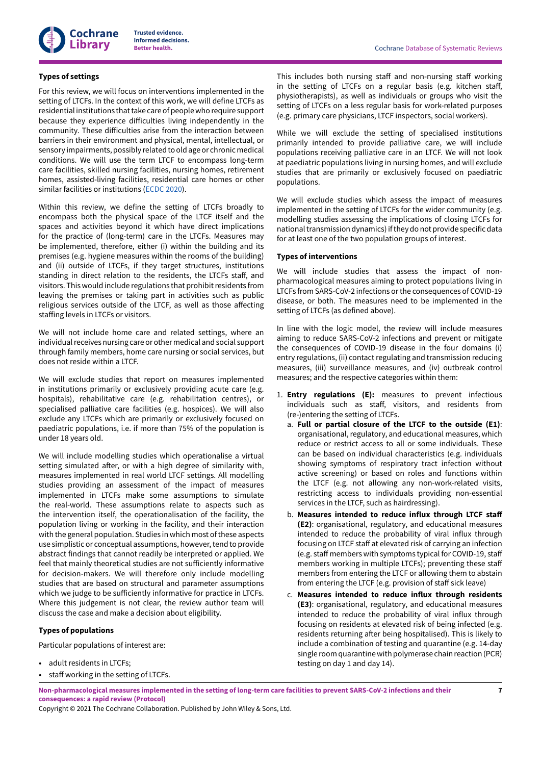### Types of settings

For this review, we will focus on interventions implemented in the setting of LTCFs. In the context of this work, we will define LTCFs as residential institutions that take care of people who require support because they experience difficulties living independently in the community. These difficulties arise from the interaction between barriers in their environment and physical, mental, intellectual, or sensory impairments, possibly related to old age or chronic medical conditions. We will use the term LTCF to encompass long-term care facilities, skilled nursing facilities, nursing homes, retirement homes, assisted-living facilities, residential care homes or other similar facilities or institutions (ECDC 2020).

Within this review, we define the setting of LTCFs broadly to encompass both the physical space of the LTCF itself and the spaces and activities beyond it which have direct implications for the practice of (long-term) care in the LTCFs. Measures may be implemented, therefore, either (i) within the building and its premises (e.g. hygiene measures within the rooms of the building) and (ii) outside of LTCFs, if they target structures, institutions standing in direct relation to the residents, the LTCFs staff, and visitors. This would include regulations that prohibit residents from leaving the premises or taking part in activities such as public religious services outside of the LTCF, as well as those affecting staffing levels in LTCFs or visitors.

We will not include home care and related settings, where an individual receives nursing care or other medical and social support through family members, home care nursing or social services, but does not reside within a LTCF.

We will exclude studies that report on measures implemented in institutions primarily or exclusively providing acute care (e.g. hospitals), rehabilitative care (e.g. rehabilitation centres), or specialised palliative care facilities (e.g. hospices). We will also exclude any LTCFs which are primarily or exclusively focused on paediatric populations, i.e. if more than 75% of the population is under 18 years old.

We will include modelling studies which operationalise a virtual setting simulated after, or with a high degree of similarity with, measures implemented in real world LTCF settings. All modelling studies providing an assessment of the impact of measures implemented in LTCFs make some assumptions to simulate the real-world. These assumptions relate to aspects such as the intervention itself, the operationalisation of the facility, the population living or working in the facility, and their interaction with the general population. Studies in which most of these aspects use simplistic or conceptual assumptions, however, tend to provide abstract findings that cannot readily be interpreted or applied. We feel that mainly theoretical studies are not sufficiently informative for decision-makers. We will therefore only include modelling studies that are based on structural and parameter assumptions which we judge to be sufficiently informative for practice in LTCFs. Where this judgement is not clear, the review author team will discuss the case and make a decision about eligibility.

### Types of populations

Particular populations of interest are:

- adult residents in LTCFs;
- staff working in the setting of LTCFs.

This includes both nursing staff and non-nursing staff working in the setting of LTCFs on a regular basis (e.g. kitchen staff, physiotherapists), as well as individuals or groups who visit the setting of LTCFs on a less regular basis for work-related purposes (e.g. primary care physicians, LTCF inspectors, social workers).

While we will exclude the setting of specialised institutions primarily intended to provide palliative care, we will include populations receiving palliative care in an LTCF. We will not look at paediatric populations living in nursing homes, and will exclude studies that are primarily or exclusively focused on paediatric populations.

We will exclude studies which assess the impact of measures implemented in the setting of LTCFs for the wider community (e.g. modelling studies assessing the implications of closing LTCFs for national transmission dynamics) if they do not provide specific data for at least one of the two population groups of interest.

### Types of interventions

We will include studies that assess the impact of non-pharmacological measures aiming to protect populations living in LTCFs from SARS-CoV-2 infections or the consequences of COVID-19 disease, or both. The measures need to be implemented in the setting of LTCFs (as defined above).

In line with the logic model, the review will include measures aiming to reduce SARS-CoV-2 infections and prevent or mitigate the consequences of COVID-19 disease in the four domains (i) entry regulations, (ii) contact regulating and transmission reducing measures, (iii) surveillance measures, and (iv) outbreak control measures; and the respective categories within them:

1. **Entry regulations (E):** measures to prevent infectious individuals such as staff, visitors, and residents from (re-)entering the setting of LTCFs.
   a. **Full or partial closure of the LTCF to the outside (E1)**: organisational, regulatory, and educational measures, which reduce or restrict access to all or some individuals. These can be based on individual characteristics (e.g. individuals showing symptoms of respiratory tract infection without active screening) or based on roles and functions within the LTCF (e.g. not allowing any non-work-related visits, restricting access to individuals providing non-essential services in the LTCF, such as hairdressing).
   b. **Measures intended to reduce influx through LTCF staff (E2)**: organisational, regulatory, and educational measures intended to reduce the probability of viral influx through focusing on LTCF staff at elevated risk of carrying an infection (e.g. staff members with symptoms typical for COVID-19, staff members working in multiple LTCFs); preventing these staff members from entering the LTCF or allowing them to abstain from entering the LTCF (e.g. provision of staff sick leave)
   c. **Measures intended to reduce influx through residents (E3)**: organisational, regulatory, and educational measures intended to reduce the probability of viral influx through focusing on residents at elevated risk of being infected (e.g. residents returning after being hospitalised). This is likely to include a combination of testing and quarantine (e.g. 14-day single room quarantine with polymerase chain reaction (PCR) testing on day 1 and day 14).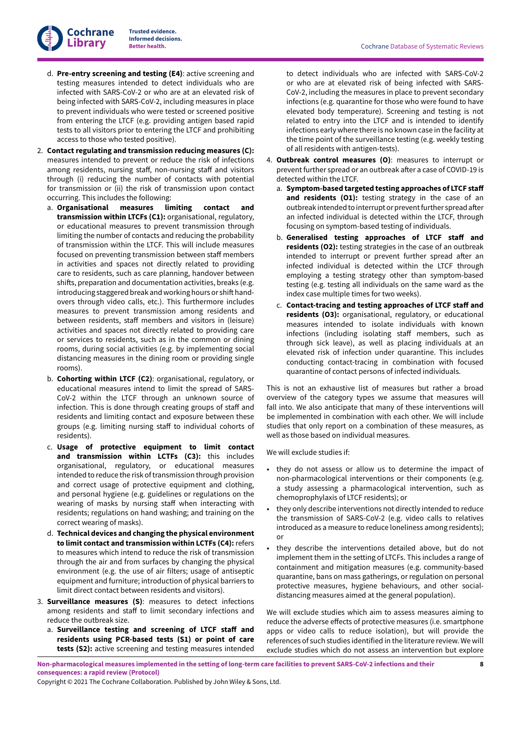d. **Pre-entry screening and testing (E4)**: active screening and testing measures intended to detect individuals who are infected with SARS-CoV-2 or who are at an elevated risk of being infected with SARS-CoV-2, including measures in place to prevent individuals who were tested or screened positive from entering the LTCF (e.g. providing antigen based rapid tests to all visitors prior to entering the LTCF and prohibiting access to those who tested positive).

2. **Contact regulating and transmission reducing measures (C):** measures intended to prevent or reduce the risk of infections among residents, nursing staff, non-nursing staff and visitors through (i) reducing the number of contacts with potential for transmission or (ii) the risk of transmission upon contact occurring. This includes the following:

   a. **Organisational measures limiting contact and transmission within LTCFs (C1):** organisational, regulatory, or educational measures to prevent transmission through limiting the number of contacts and reducing the probability of transmission within the LTCF. This will include measures focused on preventing transmission between staff members in activities and spaces not directly related to providing care to residents, such as care planning, handover between shifts, preparation and documentation activities, breaks (e.g. introducing staggered break and working hours or shift handovers through video calls, etc.). This furthermore includes measures to prevent transmission among residents and between residents, staff members and visitors in (leisure) activities and spaces not directly related to providing care or services to residents, such as in the common or dining rooms, during social activities (e.g. by implementing social distancing measures in the dining room or providing single rooms).

   b. **Cohorting within LTCF (C2)**: organisational, regulatory, or educational measures intend to limit the spread of SARS-CoV-2 within the LTCF through an unknown source of infection. This is done through creating groups of staff and residents and limiting contact and exposure between these groups (e.g. limiting nursing staff to individual cohorts of residents).

   c. **Usage of protective equipment to limit contact and transmission within LCTFs (C3):** this includes organisational, regulatory, or educational measures intended to reduce the risk of transmission through provision and correct usage of protective equipment and clothing, and personal hygiene (e.g. guidelines or regulations on the wearing of masks by nursing staff when interacting with residents; regulations on hand washing; and training on the correct wearing of masks).

   d. **Technical devices and changing the physical environment to limit contact and transmission within LCTFs (C4):** refers to measures which intend to reduce the risk of transmission through the air and from surfaces by changing the physical environment (e.g. the use of air filters; usage of antiseptic equipment and furniture; introduction of physical barriers to limit direct contact between residents and visitors).

3. **Surveillance measures (S)**: measures to detect infections among residents and staff to limit secondary infections and reduce the outbreak size.

   a. **Surveillance testing and screening of LTCF staff and residents using PCR-based tests (S1) or point of care tests (S2):** active screening and testing measures intended to detect individuals who are infected with SARS-CoV-2 or who are at elevated risk of being infected with SARS-CoV-2, including the measures in place to prevent secondary infections (e.g. quarantine for those who were found to have elevated body temperature). Screening and testing is not related to entry into the LTCF and is intended to identify infections early where there is no known case in the facility at the time point of the surveillance testing (e.g. weekly testing of all residents with antigen-tests).

4. **Outbreak control measures (O)**: measures to interrupt or prevent further spread or an outbreak after a case of COVID-19 is detected within the LTCF.

   a. **Symptom-based targeted testing approaches of LTCF staff and residents (O1):** testing strategy in the case of an outbreak intended to interrupt or prevent further spread after an infected individual is detected within the LTCF, through focusing on symptom-based testing of individuals.

   b. **Generalised testing approaches of LTCF staff and residents (O2):** testing strategies in the case of an outbreak intended to interrupt or prevent further spread after an infected individual is detected within the LTCF through employing a testing strategy other than symptom-based testing (e.g. testing all individuals on the same ward as the index case multiple times for two weeks).

   c. **Contact-tracing and testing approaches of LTCF staff and residents (O3):** organisational, regulatory, or educational measures intended to isolate individuals with known infections (including isolating staff members, such as through sick leave), as well as placing individuals at an elevated risk of infection under quarantine. This includes conducting contact-tracing in combination with focused quarantine of contact persons of infected individuals.

This is not an exhaustive list of measures but rather a broad overview of the category types we assume that measures will fall into. We also anticipate that many of these interventions will be implemented in combination with each other. We will include studies that only report on a combination of these measures, as well as those based on individual measures.

We will exclude studies if:

- they do not assess or allow us to determine the impact of non-pharmacological interventions or their components (e.g. a study assessing a pharmacological intervention, such as chemoprophylaxis of LTCF residents); or
- they only describe interventions not directly intended to reduce the transmission of SARS-CoV-2 (e.g. video calls to relatives introduced as a measure to reduce loneliness among residents); or
- they describe the interventions detailed above, but do not implement them in the setting of LTCFs. This includes a range of containment and mitigation measures (e.g. community-based quarantine, bans on mass gatherings, or regulation on personal protective measures, hygiene behaviours, and other social-distancing measures aimed at the general population).

We will exclude studies which aim to assess measures aiming to reduce the adverse effects of protective measures (i.e. smartphone apps or video calls to reduce isolation), but will provide the references of such studies identified in the literature review. We will exclude studies which do not assess an intervention but explore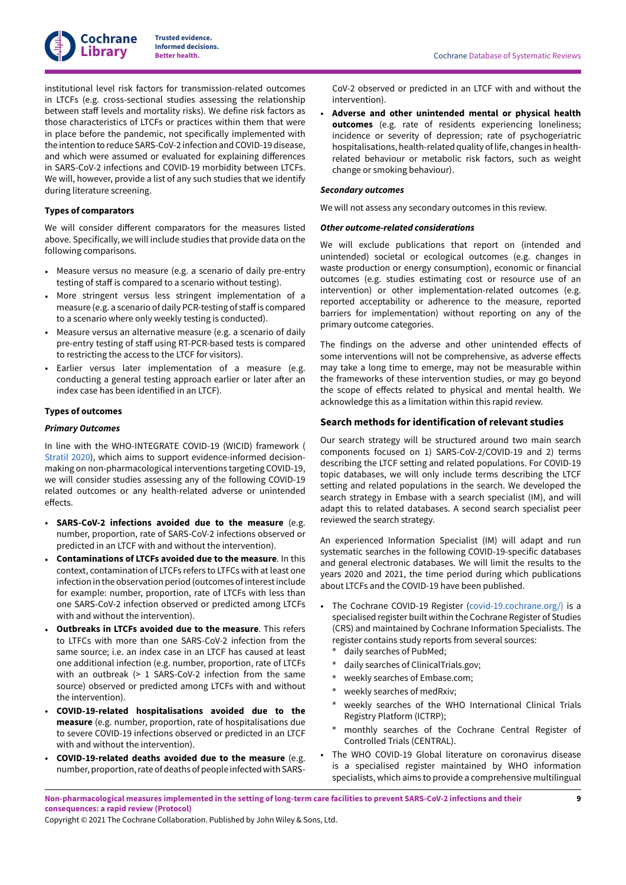institutional level risk factors for transmission-related outcomes in LTCFs (e.g. cross-sectional studies assessing the relationship between staff levels and mortality risks). We define risk factors as those characteristics of LTCFs or practices within them that were in place before the pandemic, not specifically implemented with the intention to reduce SARS-CoV-2 infection and COVID-19 disease, and which were assumed or evaluated for explaining differences in SARS-CoV-2 infections and COVID-19 morbidity between LTCFs. We will, however, provide a list of any such studies that we identify during literature screening.

#### Types of comparators

We will consider different comparators for the measures listed above. Specifically, we will include studies that provide data on the following comparisons.

- Measure versus no measure (e.g. a scenario of daily pre-entry testing of staff is compared to a scenario without testing).
- More stringent versus less stringent implementation of a measure (e.g. a scenario of daily PCR-testing of staff is compared to a scenario where only weekly testing is conducted).
- Measure versus an alternative measure (e.g. a scenario of daily pre-entry testing of staff using RT-PCR-based tests is compared to restricting the access to the LTCF for visitors).
- Earlier versus later implementation of a measure (e.g. conducting a general testing approach earlier or later after an index case has been identified in an LTCF).

#### Types of outcomes

##### *Primary Outcomes*

In line with the WHO-INTEGRATE COVID-19 (WICID) framework ( Stratil 2020), which aims to support evidence-informed decision-making on non-pharmacological interventions targeting COVID-19, we will consider studies assessing any of the following COVID-19 related outcomes or any health-related adverse or unintended effects.

- **SARS-CoV-2 infections avoided due to the measure** (e.g. number, proportion, rate of SARS-CoV-2 infections observed or predicted in an LTCF with and without the intervention).
- **Contaminations of LTCFs avoided due to the measure**. In this context, contamination of LTCFs refers to LTFCs with at least one infection in the observation period (outcomes of interest include for example: number, proportion, rate of LTCFs with less than one SARS-CoV-2 infection observed or predicted among LTCFs with and without the intervention).
- **Outbreaks in LTCFs avoided due to the measure**. This refers to LTFCs with more than one SARS-CoV-2 infection from the same source; i.e. an index case in an LTCF has caused at least one additional infection (e.g. number, proportion, rate of LTCFs with an outbreak (> 1 SARS-CoV-2 infection from the same source) observed or predicted among LTCFs with and without the intervention).
- **COVID-19-related hospitalisations avoided due to the measure** (e.g. number, proportion, rate of hospitalisations due to severe COVID-19 infections observed or predicted in an LTCF with and without the intervention).
- **COVID-19-related deaths avoided due to the measure** (e.g. number, proportion, rate of deaths of people infected with SARS-CoV-2 observed or predicted in an LTCF with and without the intervention).
- **Adverse and other unintended mental or physical health outcomes** (e.g. rate of residents experiencing loneliness; incidence or severity of depression; rate of psychogeriatric hospitalisations, health-related quality of life, changes in health-related behaviour or metabolic risk factors, such as weight change or smoking behaviour).

##### *Secondary outcomes*

We will not assess any secondary outcomes in this review.

##### *Other outcome-related considerations*

We will exclude publications that report on (intended and unintended) societal or ecological outcomes (e.g. changes in waste production or energy consumption), economic or financial outcomes (e.g. studies estimating cost or resource use of an intervention) or other implementation-related outcomes (e.g. reported acceptability or adherence to the measure, reported barriers for implementation) without reporting on any of the primary outcome categories.

The findings on the adverse and other unintended effects of some interventions will not be comprehensive, as adverse effects may take a long time to emerge, may not be measurable within the frameworks of these intervention studies, or may go beyond the scope of effects related to physical and mental health. We acknowledge this as a limitation within this rapid review.

### Search methods for identification of relevant studies

Our search strategy will be structured around two main search components focused on 1) SARS-CoV-2/COVID-19 and 2) terms describing the LTCF setting and related populations. For COVID-19 topic databases, we will only include terms describing the LTCF setting and related populations in the search. We developed the search strategy in Embase with a search specialist (IM), and will adapt this to related databases. A second search specialist peer reviewed the search strategy.

An experienced Information Specialist (IM) will adapt and run systematic searches in the following COVID-19-specific databases and general electronic databases. We will limit the results to the years 2020 and 2021, the time period during which publications about LTCFs and the COVID-19 have been published.

- The Cochrane COVID-19 Register (covid-19.cochrane.org/) is a specialised register built within the Cochrane Register of Studies (CRS) and maintained by Cochrane Information Specialists. The register contains study reports from several sources:
  - daily searches of PubMed;
  - daily searches of ClinicalTrials.gov;
  - weekly searches of Embase.com;
  - weekly searches of medRxiv;
  - weekly searches of the WHO International Clinical Trials Registry Platform (ICTRP);
  - monthly searches of the Cochrane Central Register of Controlled Trials (CENTRAL).
- The WHO COVID-19 Global literature on coronavirus disease is a specialised register maintained by WHO information specialists, which aims to provide a comprehensive multilingual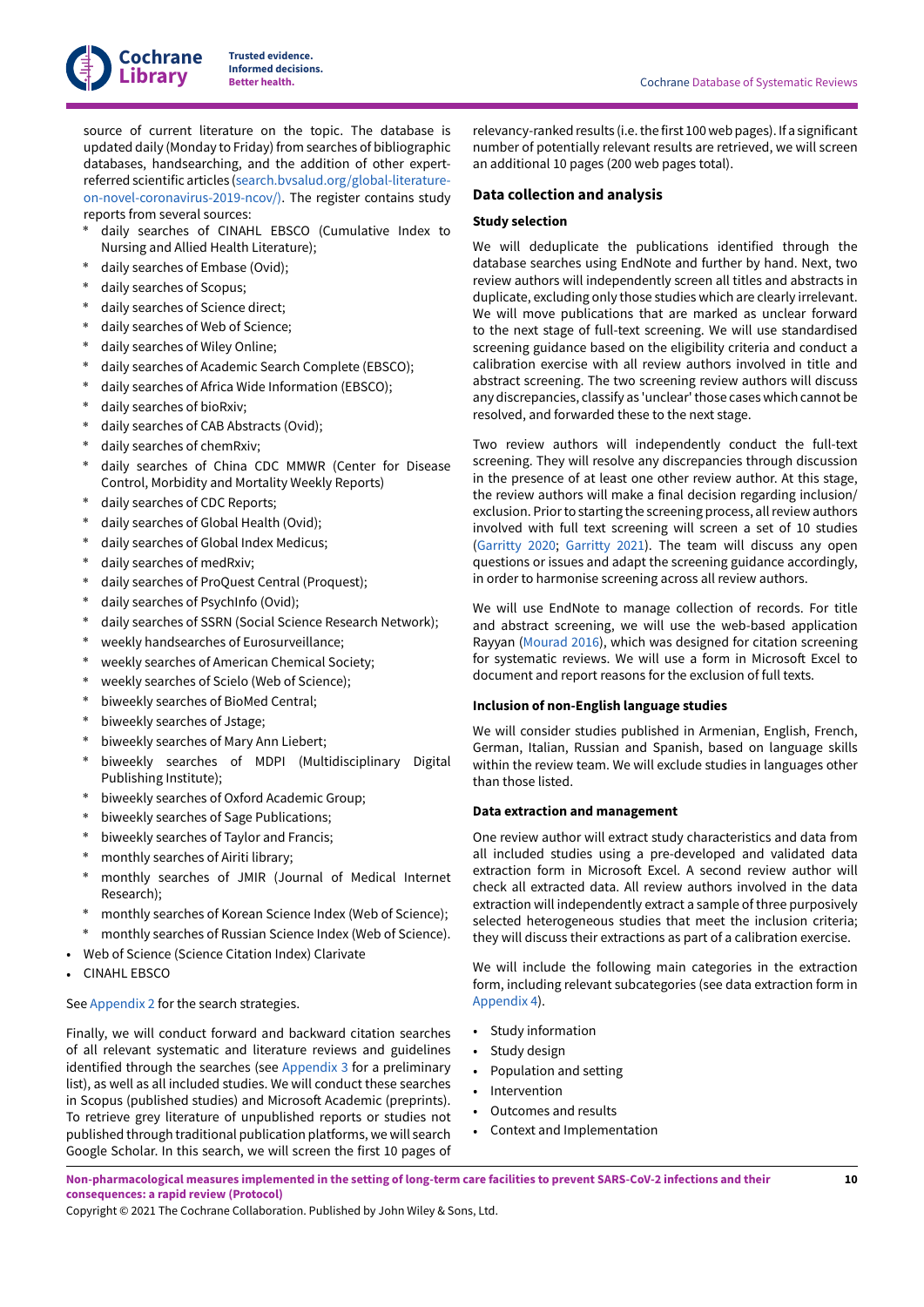source of current literature on the topic. The database is updated daily (Monday to Friday) from searches of bibliographic databases, handsearching, and the addition of other expert-referred scientific articles (search.bvsalud.org/global-literature-on-novel-coronavirus-2019-ncov/). The register contains study reports from several sources:

* daily searches of CINAHL EBSCO (Cumulative Index to Nursing and Allied Health Literature);
* daily searches of Embase (Ovid);
* daily searches of Scopus;
* daily searches of Science direct;
* daily searches of Web of Science;
* daily searches of Wiley Online;
* daily searches of Academic Search Complete (EBSCO);
* daily searches of Africa Wide Information (EBSCO);
* daily searches of bioRxiv;
* daily searches of CAB Abstracts (Ovid);
* daily searches of chemRxiv;
* daily searches of China CDC MMWR (Center for Disease Control, Morbidity and Mortality Weekly Reports)
* daily searches of CDC Reports;
* daily searches of Global Health (Ovid);
* daily searches of Global Index Medicus;
* daily searches of medRxiv;
* daily searches of ProQuest Central (Proquest);
* daily searches of PsychInfo (Ovid);
* daily searches of SSRN (Social Science Research Network);
* weekly handsearches of Eurosurveillance;
* weekly searches of American Chemical Society;
* weekly searches of Scielo (Web of Science);
* biweekly searches of BioMed Central;
* biweekly searches of Jstage;
* biweekly searches of Mary Ann Liebert;
* biweekly searches of MDPI (Multidisciplinary Digital Publishing Institute);
* biweekly searches of Oxford Academic Group;
* biweekly searches of Sage Publications;
* biweekly searches of Taylor and Francis;
* monthly searches of Airiti library;
* monthly searches of JMIR (Journal of Medical Internet Research);
* monthly searches of Korean Science Index (Web of Science);
* monthly searches of Russian Science Index (Web of Science).

- Web of Science (Science Citation Index) Clarivate
- CINAHL EBSCO

See Appendix 2 for the search strategies.

Finally, we will conduct forward and backward citation searches of all relevant systematic and literature reviews and guidelines identified through the searches (see Appendix 3 for a preliminary list), as well as all included studies. We will conduct these searches in Scopus (published studies) and Microsoft Academic (preprints). To retrieve grey literature of unpublished reports or studies not published through traditional publication platforms, we will search Google Scholar. In this search, we will screen the first 10 pages of relevancy-ranked results (i.e. the first 100 web pages). If a significant number of potentially relevant results are retrieved, we will screen an additional 10 pages (200 web pages total).

## Data collection and analysis

### Study selection

We will deduplicate the publications identified through the database searches using EndNote and further by hand. Next, two review authors will independently screen all titles and abstracts in duplicate, excluding only those studies which are clearly irrelevant. We will move publications that are marked as unclear forward to the next stage of full-text screening. We will use standardised screening guidance based on the eligibility criteria and conduct a calibration exercise with all review authors involved in title and abstract screening. The two screening review authors will discuss any discrepancies, classify as 'unclear' those cases which cannot be resolved, and forwarded these to the next stage.

Two review authors will independently conduct the full-text screening. They will resolve any discrepancies through discussion in the presence of at least one other review author. At this stage, the review authors will make a final decision regarding inclusion/exclusion. Prior to starting the screening process, all review authors involved with full text screening will screen a set of 10 studies (Garritty 2020; Garritty 2021). The team will discuss any open questions or issues and adapt the screening guidance accordingly, in order to harmonise screening across all review authors.

We will use EndNote to manage collection of records. For title and abstract screening, we will use the web-based application Rayyan (Mourad 2016), which was designed for citation screening for systematic reviews. We will use a form in Microsoft Excel to document and report reasons for the exclusion of full texts.

### Inclusion of non-English language studies

We will consider studies published in Armenian, English, French, German, Italian, Russian and Spanish, based on language skills within the review team. We will exclude studies in languages other than those listed.

### Data extraction and management

One review author will extract study characteristics and data from all included studies using a pre-developed and validated data extraction form in Microsoft Excel. A second review author will check all extracted data. All review authors involved in the data extraction will independently extract a sample of three purposively selected heterogeneous studies that meet the inclusion criteria; they will discuss their extractions as part of a calibration exercise.

We will include the following main categories in the extraction form, including relevant subcategories (see data extraction form in Appendix 4).

- Study information
- Study design
- Population and setting
- Intervention
- Outcomes and results
- Context and Implementation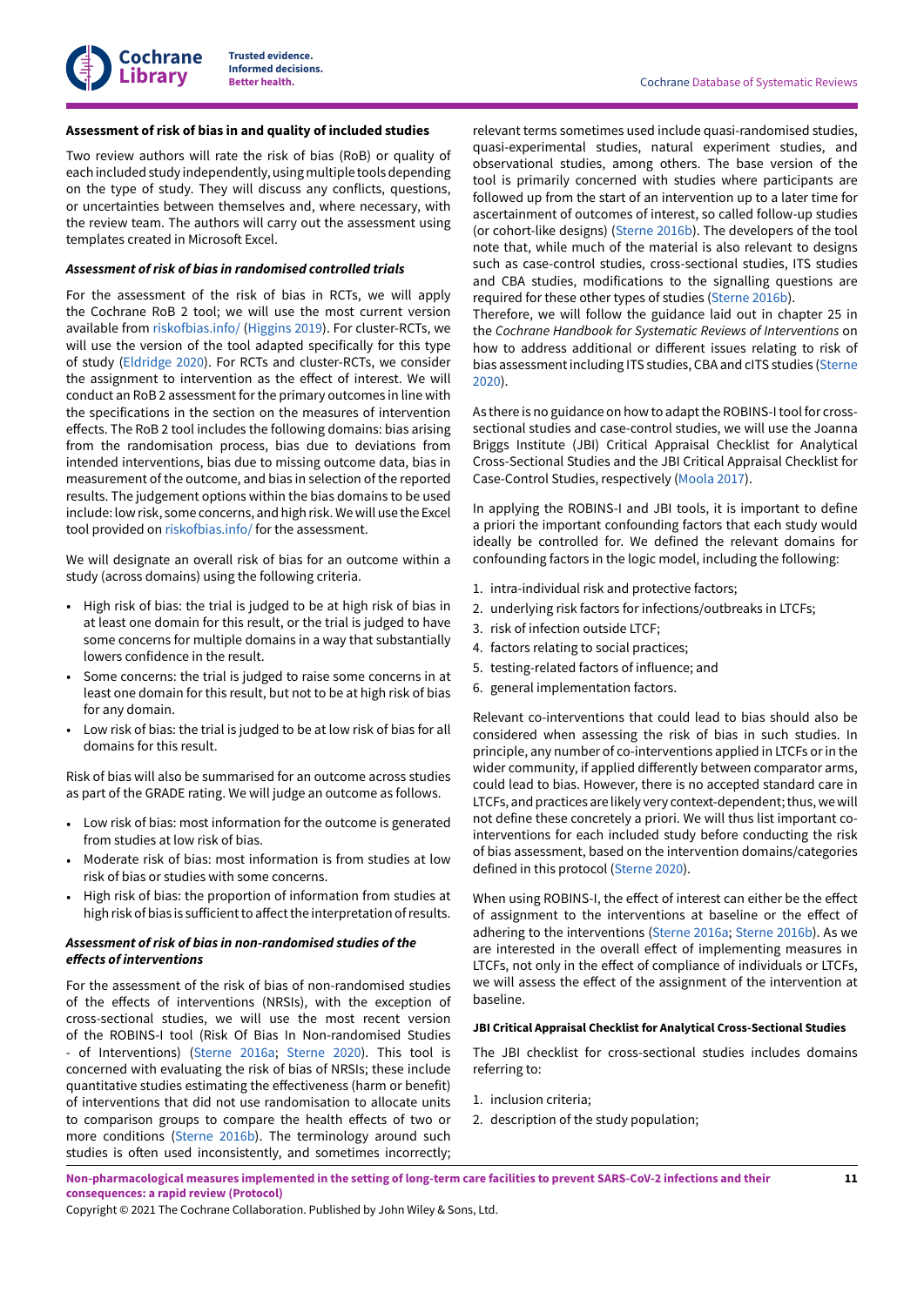### Assessment of risk of bias in and quality of included studies

Two review authors will rate the risk of bias (RoB) or quality of each included study independently, using multiple tools depending on the type of study. They will discuss any conflicts, questions, or uncertainties between themselves and, where necessary, with the review team. The authors will carry out the assessment using templates created in Microsoft Excel.

#### *Assessment of risk of bias in randomised controlled trials*

For the assessment of the risk of bias in RCTs, we will apply the Cochrane RoB 2 tool; we will use the most current version available from riskofbias.info/ (Higgins 2019). For cluster-RCTs, we will use the version of the tool adapted specifically for this type of study (Eldridge 2020). For RCTs and cluster-RCTs, we consider the assignment to intervention as the effect of interest. We will conduct an RoB 2 assessment for the primary outcomes in line with the specifications in the section on the measures of intervention effects. The RoB 2 tool includes the following domains: bias arising from the randomisation process, bias due to deviations from intended interventions, bias due to missing outcome data, bias in measurement of the outcome, and bias in selection of the reported results. The judgement options within the bias domains to be used include: low risk, some concerns, and high risk. We will use the Excel tool provided on riskofbias.info/ for the assessment.

We will designate an overall risk of bias for an outcome within a study (across domains) using the following criteria.

- High risk of bias: the trial is judged to be at high risk of bias in at least one domain for this result, or the trial is judged to have some concerns for multiple domains in a way that substantially lowers confidence in the result.
- Some concerns: the trial is judged to raise some concerns in at least one domain for this result, but not to be at high risk of bias for any domain.
- Low risk of bias: the trial is judged to be at low risk of bias for all domains for this result.

Risk of bias will also be summarised for an outcome across studies as part of the GRADE rating. We will judge an outcome as follows.

- Low risk of bias: most information for the outcome is generated from studies at low risk of bias.
- Moderate risk of bias: most information is from studies at low risk of bias or studies with some concerns.
- High risk of bias: the proportion of information from studies at high risk of bias is sufficient to affect the interpretation of results.

#### *Assessment of risk of bias in non-randomised studies of the effects of interventions*

For the assessment of the risk of bias of non-randomised studies of the effects of interventions (NRSIs), with the exception of cross-sectional studies, we will use the most recent version of the ROBINS-I tool (Risk Of Bias In Non-randomised Studies - of Interventions) (Sterne 2016a; Sterne 2020). This tool is concerned with evaluating the risk of bias of NRSIs; these include quantitative studies estimating the effectiveness (harm or benefit) of interventions that did not use randomisation to allocate units to comparison groups to compare the health effects of two or more conditions (Sterne 2016b). The terminology around such studies is often used inconsistently, and sometimes incorrectly; relevant terms sometimes used include quasi-randomised studies, quasi-experimental studies, natural experiment studies, and observational studies, among others. The base version of the tool is primarily concerned with studies where participants are followed up from the start of an intervention up to a later time for ascertainment of outcomes of interest, so called follow-up studies (or cohort-like designs) (Sterne 2016b). The developers of the tool note that, while much of the material is also relevant to designs such as case-control studies, cross-sectional studies, ITS studies and CBA studies, modifications to the signalling questions are required for these other types of studies (Sterne 2016b).
Therefore, we will follow the guidance laid out in chapter 25 in the *Cochrane Handbook for Systematic Reviews of Interventions* on how to address additional or different issues relating to risk of bias assessment including ITS studies, CBA and cITS studies (Sterne 2020).

As there is no guidance on how to adapt the ROBINS-I tool for cross-sectional studies and case-control studies, we will use the Joanna Briggs Institute (JBI) Critical Appraisal Checklist for Analytical Cross-Sectional Studies and the JBI Critical Appraisal Checklist for Case-Control Studies, respectively (Moola 2017).

In applying the ROBINS-I and JBI tools, it is important to define a priori the important confounding factors that each study would ideally be controlled for. We defined the relevant domains for confounding factors in the logic model, including the following:

1. intra-individual risk and protective factors;
2. underlying risk factors for infections/outbreaks in LTCFs;
3. risk of infection outside LTCF;
4. factors relating to social practices;
5. testing-related factors of influence; and
6. general implementation factors.

Relevant co-interventions that could lead to bias should also be considered when assessing the risk of bias in such studies. In principle, any number of co-interventions applied in LTCFs or in the wider community, if applied differently between comparator arms, could lead to bias. However, there is no accepted standard care in LTCFs, and practices are likely very context-dependent; thus, we will not define these concretely a priori. We will thus list important co-interventions for each included study before conducting the risk of bias assessment, based on the intervention domains/categories defined in this protocol (Sterne 2020).

When using ROBINS-I, the effect of interest can either be the effect of assignment to the interventions at baseline or the effect of adhering to the interventions (Sterne 2016a; Sterne 2016b). As we are interested in the overall effect of implementing measures in LTCFs, not only in the effect of compliance of individuals or LTCFs, we will assess the effect of the assignment of the intervention at baseline.

##### JBI Critical Appraisal Checklist for Analytical Cross-Sectional Studies

The JBI checklist for cross-sectional studies includes domains referring to:

1. inclusion criteria;
2. description of the study population;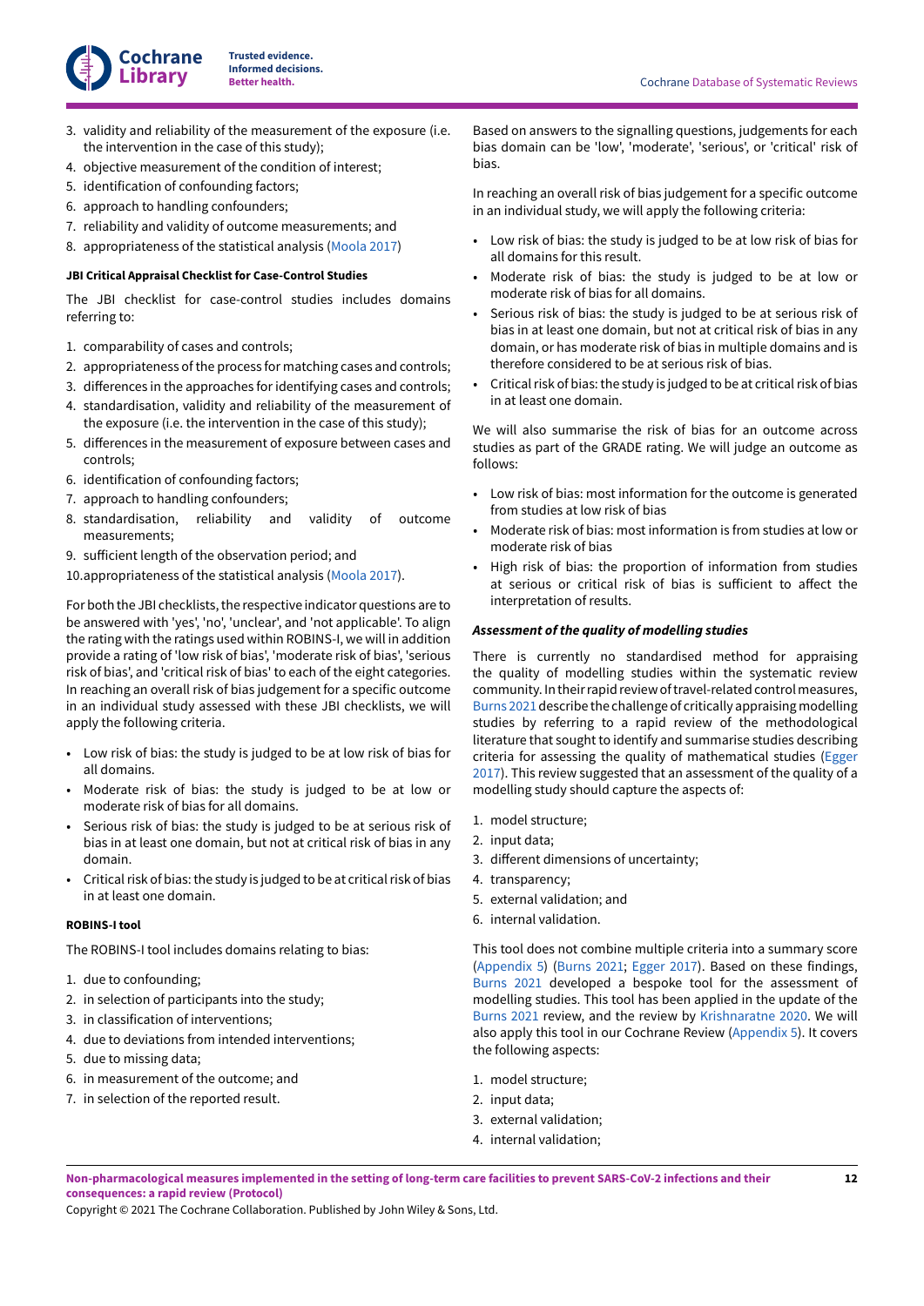3. validity and reliability of the measurement of the exposure (i.e. the intervention in the case of this study);
4. objective measurement of the condition of interest;
5. identification of confounding factors;
6. approach to handling confounders;
7. reliability and validity of outcome measurements; and
8. appropriateness of the statistical analysis (Moola 2017)

**JBI Critical Appraisal Checklist for Case-Control Studies**

The JBI checklist for case-control studies includes domains referring to:

1. comparability of cases and controls;
2. appropriateness of the process for matching cases and controls;
3. differences in the approaches for identifying cases and controls;
4. standardisation, validity and reliability of the measurement of the exposure (i.e. the intervention in the case of this study);
5. differences in the measurement of exposure between cases and controls;
6. identification of confounding factors;
7. approach to handling confounders;
8. standardisation, reliability and validity of outcome measurements;
9. sufficient length of the observation period; and
10. appropriateness of the statistical analysis (Moola 2017).

For both the JBI checklists, the respective indicator questions are to be answered with 'yes', 'no', 'unclear', and 'not applicable'. To align the rating with the ratings used within ROBINS-I, we will in addition provide a rating of 'low risk of bias', 'moderate risk of bias', 'serious risk of bias', and 'critical risk of bias' to each of the eight categories. In reaching an overall risk of bias judgement for a specific outcome in an individual study assessed with these JBI checklists, we will apply the following criteria.

- Low risk of bias: the study is judged to be at low risk of bias for all domains.
- Moderate risk of bias: the study is judged to be at low or moderate risk of bias for all domains.
- Serious risk of bias: the study is judged to be at serious risk of bias in at least one domain, but not at critical risk of bias in any domain.
- Critical risk of bias: the study is judged to be at critical risk of bias in at least one domain.

**ROBINS-I tool**

The ROBINS-I tool includes domains relating to bias:

1. due to confounding;
2. in selection of participants into the study;
3. in classification of interventions;
4. due to deviations from intended interventions;
5. due to missing data;
6. in measurement of the outcome; and
7. in selection of the reported result.

Based on answers to the signalling questions, judgements for each bias domain can be 'low', 'moderate', 'serious', or 'critical' risk of bias.

In reaching an overall risk of bias judgement for a specific outcome in an individual study, we will apply the following criteria:

- Low risk of bias: the study is judged to be at low risk of bias for all domains for this result.
- Moderate risk of bias: the study is judged to be at low or moderate risk of bias for all domains.
- Serious risk of bias: the study is judged to be at serious risk of bias in at least one domain, but not at critical risk of bias in any domain, or has moderate risk of bias in multiple domains and is therefore considered to be at serious risk of bias.
- Critical risk of bias: the study is judged to be at critical risk of bias in at least one domain.

We will also summarise the risk of bias for an outcome across studies as part of the GRADE rating. We will judge an outcome as follows:

- Low risk of bias: most information for the outcome is generated from studies at low risk of bias
- Moderate risk of bias: most information is from studies at low or moderate risk of bias
- High risk of bias: the proportion of information from studies at serious or critical risk of bias is sufficient to affect the interpretation of results.

***Assessment of the quality of modelling studies***

There is currently no standardised method for appraising the quality of modelling studies within the systematic review community. In their rapid review of travel-related control measures, Burns 2021 describe the challenge of critically appraising modelling studies by referring to a rapid review of the methodological literature that sought to identify and summarise studies describing criteria for assessing the quality of mathematical studies (Egger 2017). This review suggested that an assessment of the quality of a modelling study should capture the aspects of:

1. model structure;
2. input data;
3. different dimensions of uncertainty;
4. transparency;
5. external validation; and
6. internal validation.

This tool does not combine multiple criteria into a summary score (Appendix 5) (Burns 2021; Egger 2017). Based on these findings, Burns 2021 developed a bespoke tool for the assessment of modelling studies. This tool has been applied in the update of the Burns 2021 review, and the review by Krishnaratne 2020. We will also apply this tool in our Cochrane Review (Appendix 5). It covers the following aspects:

1. model structure;
2. input data;
3. external validation;
4. internal validation;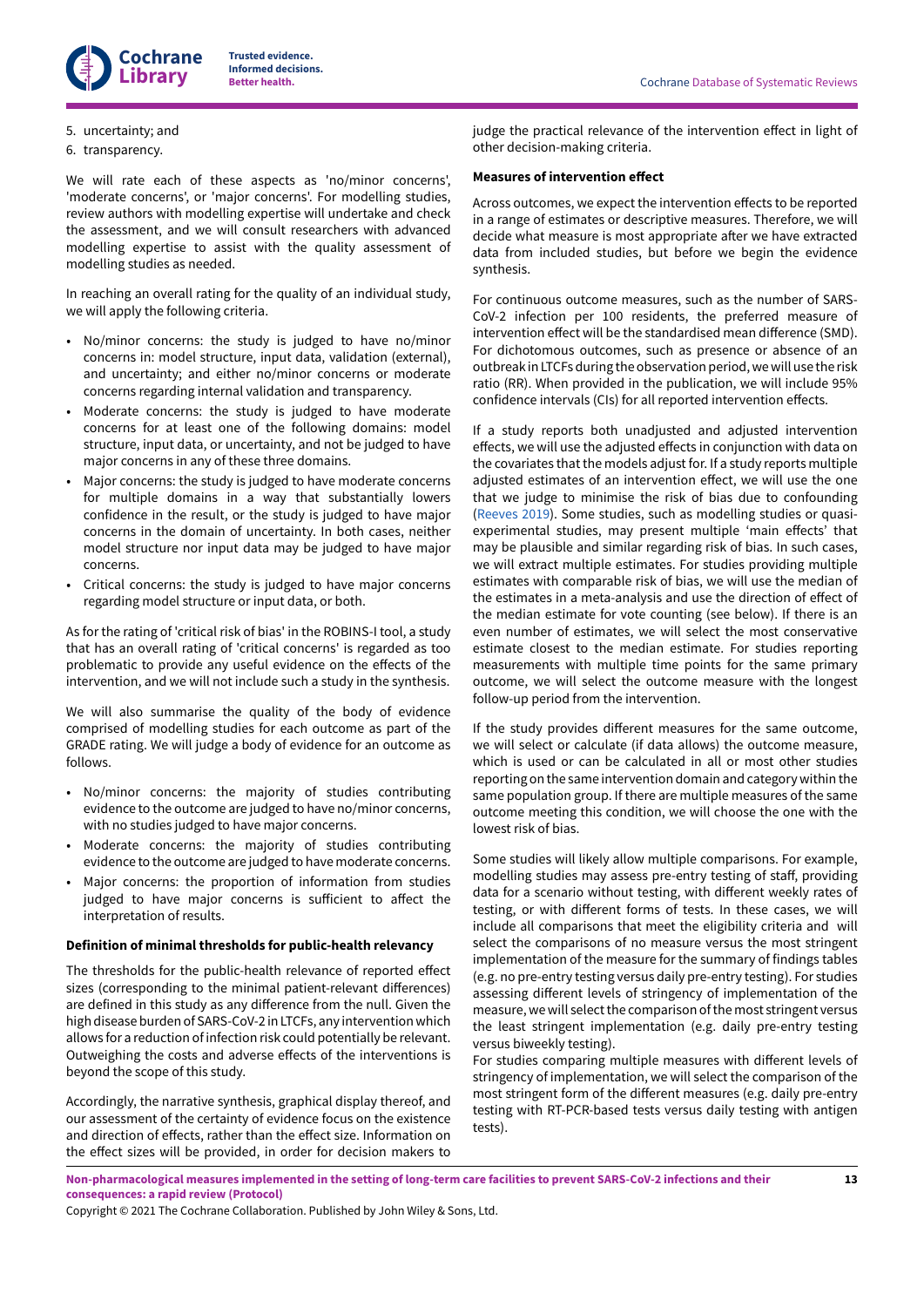5. uncertainty; and
6. transparency.

We will rate each of these aspects as 'no/minor concerns', 'moderate concerns', or 'major concerns'. For modelling studies, review authors with modelling expertise will undertake and check the assessment, and we will consult researchers with advanced modelling expertise to assist with the quality assessment of modelling studies as needed.

In reaching an overall rating for the quality of an individual study, we will apply the following criteria.

- No/minor concerns: the study is judged to have no/minor concerns in: model structure, input data, validation (external), and uncertainty; and either no/minor concerns or moderate concerns regarding internal validation and transparency.
- Moderate concerns: the study is judged to have moderate concerns for at least one of the following domains: model structure, input data, or uncertainty, and not be judged to have major concerns in any of these three domains.
- Major concerns: the study is judged to have moderate concerns for multiple domains in a way that substantially lowers confidence in the result, or the study is judged to have major concerns in the domain of uncertainty. In both cases, neither model structure nor input data may be judged to have major concerns.
- Critical concerns: the study is judged to have major concerns regarding model structure or input data, or both.

As for the rating of 'critical risk of bias' in the ROBINS-I tool, a study that has an overall rating of 'critical concerns' is regarded as too problematic to provide any useful evidence on the effects of the intervention, and we will not include such a study in the synthesis.

We will also summarise the quality of the body of evidence comprised of modelling studies for each outcome as part of the GRADE rating. We will judge a body of evidence for an outcome as follows.

- No/minor concerns: the majority of studies contributing evidence to the outcome are judged to have no/minor concerns, with no studies judged to have major concerns.
- Moderate concerns: the majority of studies contributing evidence to the outcome are judged to have moderate concerns.
- Major concerns: the proportion of information from studies judged to have major concerns is sufficient to affect the interpretation of results.

#### Definition of minimal thresholds for public-health relevancy

The thresholds for the public-health relevance of reported effect sizes (corresponding to the minimal patient-relevant differences) are defined in this study as any difference from the null. Given the high disease burden of SARS-CoV-2 in LTCFs, any intervention which allows for a reduction of infection risk could potentially be relevant. Outweighing the costs and adverse effects of the interventions is beyond the scope of this study.

Accordingly, the narrative synthesis, graphical display thereof, and our assessment of the certainty of evidence focus on the existence and direction of effects, rather than the effect size. Information on the effect sizes will be provided, in order for decision makers to judge the practical relevance of the intervention effect in light of other decision-making criteria.

#### Measures of intervention effect

Across outcomes, we expect the intervention effects to be reported in a range of estimates or descriptive measures. Therefore, we will decide what measure is most appropriate after we have extracted data from included studies, but before we begin the evidence synthesis.

For continuous outcome measures, such as the number of SARS-CoV-2 infection per 100 residents, the preferred measure of intervention effect will be the standardised mean difference (SMD). For dichotomous outcomes, such as presence or absence of an outbreak in LTCFs during the observation period, we will use the risk ratio (RR). When provided in the publication, we will include 95% confidence intervals (CIs) for all reported intervention effects.

If a study reports both unadjusted and adjusted intervention effects, we will use the adjusted effects in conjunction with data on the covariates that the models adjust for. If a study reports multiple adjusted estimates of an intervention effect, we will use the one that we judge to minimise the risk of bias due to confounding (Reeves 2019). Some studies, such as modelling studies or quasi-experimental studies, may present multiple 'main effects' that may be plausible and similar regarding risk of bias. In such cases, we will extract multiple estimates. For studies providing multiple estimates with comparable risk of bias, we will use the median of the estimates in a meta-analysis and use the direction of effect of the median estimate for vote counting (see below). If there is an even number of estimates, we will select the most conservative estimate closest to the median estimate. For studies reporting measurements with multiple time points for the same primary outcome, we will select the outcome measure with the longest follow-up period from the intervention.

If the study provides different measures for the same outcome, we will select or calculate (if data allows) the outcome measure, which is used or can be calculated in all or most other studies reporting on the same intervention domain and category within the same population group. If there are multiple measures of the same outcome meeting this condition, we will choose the one with the lowest risk of bias.

Some studies will likely allow multiple comparisons. For example, modelling studies may assess pre-entry testing of staff, providing data for a scenario without testing, with different weekly rates of testing, or with different forms of tests. In these cases, we will include all comparisons that meet the eligibility criteria and will select the comparisons of no measure versus the most stringent implementation of the measure for the summary of findings tables (e.g. no pre-entry testing versus daily pre-entry testing). For studies assessing different levels of stringency of implementation of the measure, we will select the comparison of the most stringent versus the least stringent implementation (e.g. daily pre-entry testing versus biweekly testing).

For studies comparing multiple measures with different levels of stringency of implementation, we will select the comparison of the most stringent form of the different measures (e.g. daily pre-entry testing with RT-PCR-based tests versus daily testing with antigen tests).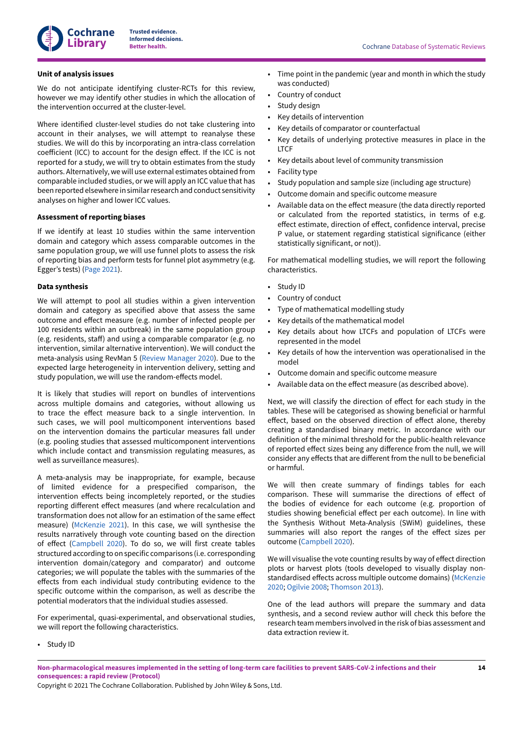### Unit of analysis issues

We do not anticipate identifying cluster-RCTs for this review, however we may identify other studies in which the allocation of the intervention occurred at the cluster-level.

Where identified cluster-level studies do not take clustering into account in their analyses, we will attempt to reanalyse these studies. We will do this by incorporating an intra-class correlation coefficient (ICC) to account for the design effect. If the ICC is not reported for a study, we will try to obtain estimates from the study authors. Alternatively, we will use external estimates obtained from comparable included studies, or we will apply an ICC value that has been reported elsewhere in similar research and conduct sensitivity analyses on higher and lower ICC values.

### Assessment of reporting biases

If we identify at least 10 studies within the same intervention domain and category which assess comparable outcomes in the same population group, we will use funnel plots to assess the risk of reporting bias and perform tests for funnel plot asymmetry (e.g. Egger's tests) (Page 2021).

### Data synthesis

We will attempt to pool all studies within a given intervention domain and category as specified above that assess the same outcome and effect measure (e.g. number of infected people per 100 residents within an outbreak) in the same population group (e.g. residents, staff) and using a comparable comparator (e.g. no intervention, similar alternative intervention). We will conduct the meta-analysis using RevMan 5 (Review Manager 2020). Due to the expected large heterogeneity in intervention delivery, setting and study population, we will use the random-effects model.

It is likely that studies will report on bundles of interventions across multiple domains and categories, without allowing us to trace the effect measure back to a single intervention. In such cases, we will pool multicomponent interventions based on the intervention domains the particular measures fall under (e.g. pooling studies that assessed multicomponent interventions which include contact and transmission regulating measures, as well as surveillance measures).

A meta-analysis may be inappropriate, for example, because of limited evidence for a prespecified comparison, the intervention effects being incompletely reported, or the studies reporting different effect measures (and where recalculation and transformation does not allow for an estimation of the same effect measure) (McKenzie 2021). In this case, we will synthesise the results narratively through vote counting based on the direction of effect (Campbell 2020). To do so, we will first create tables structured according to on specific comparisons (i.e. corresponding intervention domain/category and comparator) and outcome categories; we will populate the tables with the summaries of the effects from each individual study contributing evidence to the specific outcome within the comparison, as well as describe the potential moderators that the individual studies assessed.

For experimental, quasi-experimental, and observational studies, we will report the following characteristics.

- Study ID
- Time point in the pandemic (year and month in which the study was conducted)
- Country of conduct
- Study design
- Key details of intervention
- Key details of comparator or counterfactual
- Key details of underlying protective measures in place in the LTCF
- Key details about level of community transmission
- Facility type
- Study population and sample size (including age structure)
- Outcome domain and specific outcome measure
- Available data on the effect measure (the data directly reported or calculated from the reported statistics, in terms of e.g. effect estimate, direction of effect, confidence interval, precise P value, or statement regarding statistical significance (either statistically significant, or not)).

For mathematical modelling studies, we will report the following characteristics.

- Study ID
- Country of conduct
- Type of mathematical modelling study
- Key details of the mathematical model
- Key details about how LTCFs and population of LTCFs were represented in the model
- Key details of how the intervention was operationalised in the model
- Outcome domain and specific outcome measure
- Available data on the effect measure (as described above).

Next, we will classify the direction of effect for each study in the tables. These will be categorised as showing beneficial or harmful effect, based on the observed direction of effect alone, thereby creating a standardised binary metric. In accordance with our definition of the minimal threshold for the public-health relevance of reported effect sizes being any difference from the null, we will consider any effects that are different from the null to be beneficial or harmful.

We will then create summary of findings tables for each comparison. These will summarise the directions of effect of the bodies of evidence for each outcome (e.g. proportion of studies showing beneficial effect per each outcome). In line with the Synthesis Without Meta-Analysis (SWiM) guidelines, these summaries will also report the ranges of the effect sizes per outcome (Campbell 2020).

We will visualise the vote counting results by way of effect direction plots or harvest plots (tools developed to visually display non-standardised effects across multiple outcome domains) (McKenzie 2020; Ogilvie 2008; Thomson 2013).

One of the lead authors will prepare the summary and data synthesis, and a second review author will check this before the research team members involved in the risk of bias assessment and data extraction review it.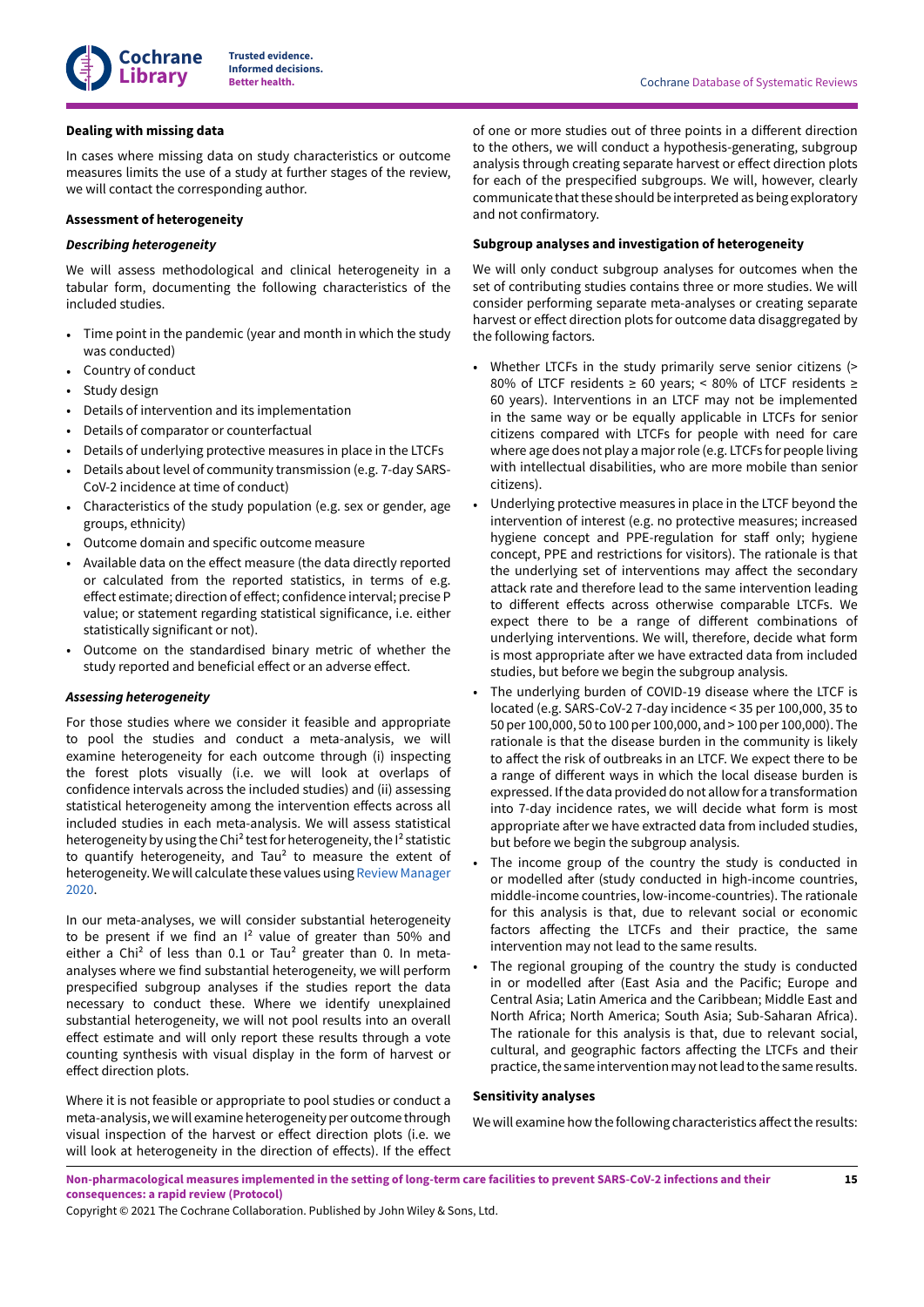#### Dealing with missing data

In cases where missing data on study characteristics or outcome measures limits the use of a study at further stages of the review, we will contact the corresponding author.

#### Assessment of heterogeneity

##### *Describing heterogeneity*

We will assess methodological and clinical heterogeneity in a tabular form, documenting the following characteristics of the included studies.

- Time point in the pandemic (year and month in which the study was conducted)
- Country of conduct
- Study design
- Details of intervention and its implementation
- Details of comparator or counterfactual
- Details of underlying protective measures in place in the LTCFs
- Details about level of community transmission (e.g. 7-day SARS-CoV-2 incidence at time of conduct)
- Characteristics of the study population (e.g. sex or gender, age groups, ethnicity)
- Outcome domain and specific outcome measure
- Available data on the effect measure (the data directly reported or calculated from the reported statistics, in terms of e.g. effect estimate; direction of effect; confidence interval; precise P value; or statement regarding statistical significance, i.e. either statistically significant or not).
- Outcome on the standardised binary metric of whether the study reported and beneficial effect or an adverse effect.

##### *Assessing heterogeneity*

For those studies where we consider it feasible and appropriate to pool the studies and conduct a meta-analysis, we will examine heterogeneity for each outcome through (i) inspecting the forest plots visually (i.e. we will look at overlaps of confidence intervals across the included studies) and (ii) assessing statistical heterogeneity among the intervention effects across all included studies in each meta-analysis. We will assess statistical heterogeneity by using the $\text{Chi}^2$ test for heterogeneity, the $I^2$ statistic to quantify heterogeneity, and $\text{Tau}^2$ to measure the extent of heterogeneity. We will calculate these values using Review Manager 2020.

In our meta-analyses, we will consider substantial heterogeneity to be present if we find an $I^2$ value of greater than 50% and either a $\text{Chi}^2$ of less than 0.1 or $\text{Tau}^2$ greater than 0. In meta-analyses where we find substantial heterogeneity, we will perform prespecified subgroup analyses if the studies report the data necessary to conduct these. Where we identify unexplained substantial heterogeneity, we will not pool results into an overall effect estimate and will only report these results through a vote counting synthesis with visual display in the form of harvest or effect direction plots.

Where it is not feasible or appropriate to pool studies or conduct a meta-analysis, we will examine heterogeneity per outcome through visual inspection of the harvest or effect direction plots (i.e. we will look at heterogeneity in the direction of effects). If the effect of one or more studies out of three points in a different direction to the others, we will conduct a hypothesis-generating, subgroup analysis through creating separate harvest or effect direction plots for each of the prespecified subgroups. We will, however, clearly communicate that these should be interpreted as being exploratory and not confirmatory.

#### Subgroup analyses and investigation of heterogeneity

We will only conduct subgroup analyses for outcomes when the set of contributing studies contains three or more studies. We will consider performing separate meta-analyses or creating separate harvest or effect direction plots for outcome data disaggregated by the following factors.

- Whether LTCFs in the study primarily serve senior citizens (> 80% of LTCF residents ≥ 60 years; < 80% of LTCF residents ≥ 60 years). Interventions in an LTCF may not be implemented in the same way or be equally applicable in LTCFs for senior citizens compared with LTCFs for people with need for care where age does not play a major role (e.g. LTCFs for people living with intellectual disabilities, who are more mobile than senior citizens).
- Underlying protective measures in place in the LTCF beyond the intervention of interest (e.g. no protective measures; increased hygiene concept and PPE-regulation for staff only; hygiene concept, PPE and restrictions for visitors). The rationale is that the underlying set of interventions may affect the secondary attack rate and therefore lead to the same intervention leading to different effects across otherwise comparable LTCFs. We expect there to be a range of different combinations of underlying interventions. We will, therefore, decide what form is most appropriate after we have extracted data from included studies, but before we begin the subgroup analysis.
- The underlying burden of COVID-19 disease where the LTCF is located (e.g. SARS-CoV-2 7-day incidence < 35 per 100,000, 35 to 50 per 100,000, 50 to 100 per 100,000, and > 100 per 100,000). The rationale is that the disease burden in the community is likely to affect the risk of outbreaks in an LTCF. We expect there to be a range of different ways in which the local disease burden is expressed. If the data provided do not allow for a transformation into 7-day incidence rates, we will decide what form is most appropriate after we have extracted data from included studies, but before we begin the subgroup analysis.
- The income group of the country the study is conducted in or modelled after (study conducted in high-income countries, middle-income countries, low-income-countries). The rationale for this analysis is that, due to relevant social or economic factors affecting the LTCFs and their practice, the same intervention may not lead to the same results.
- The regional grouping of the country the study is conducted in or modelled after (East Asia and the Pacific; Europe and Central Asia; Latin America and the Caribbean; Middle East and North Africa; North America; South Asia; Sub-Saharan Africa). The rationale for this analysis is that, due to relevant social, cultural, and geographic factors affecting the LTCFs and their practice, the same intervention may not lead to the same results.

#### Sensitivity analyses

We will examine how the following characteristics affect the results: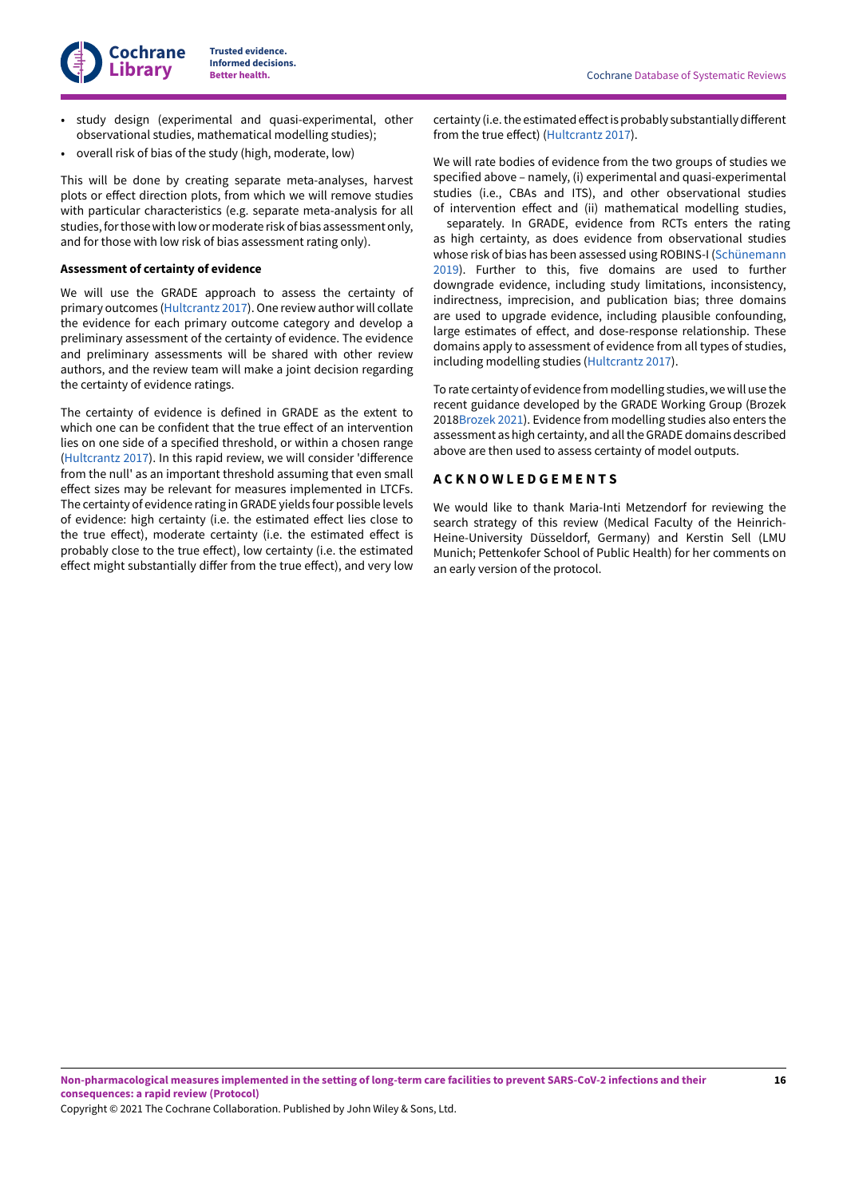- study design (experimental and quasi-experimental, other observational studies, mathematical modelling studies);
- overall risk of bias of the study (high, moderate, low)

This will be done by creating separate meta-analyses, harvest plots or effect direction plots, from which we will remove studies with particular characteristics (e.g. separate meta-analysis for all studies, for those with low or moderate risk of bias assessment only, and for those with low risk of bias assessment rating only).

**Assessment of certainty of evidence**

We will use the GRADE approach to assess the certainty of primary outcomes (Hultcrantz 2017). One review author will collate the evidence for each primary outcome category and develop a preliminary assessment of the certainty of evidence. The evidence and preliminary assessments will be shared with other review authors, and the review team will make a joint decision regarding the certainty of evidence ratings.

The certainty of evidence is defined in GRADE as the extent to which one can be confident that the true effect of an intervention lies on one side of a specified threshold, or within a chosen range (Hultcrantz 2017). In this rapid review, we will consider 'difference from the null' as an important threshold assuming that even small effect sizes may be relevant for measures implemented in LTCFs. The certainty of evidence rating in GRADE yields four possible levels of evidence: high certainty (i.e. the estimated effect lies close to the true effect), moderate certainty (i.e. the estimated effect is probably close to the true effect), low certainty (i.e. the estimated effect might substantially differ from the true effect), and very low certainty (i.e. the estimated effect is probably substantially different from the true effect) (Hultcrantz 2017).

We will rate bodies of evidence from the two groups of studies we specified above – namely, (i) experimental and quasi-experimental studies (i.e., CBAs and ITS), and other observational studies of intervention effect and (ii) mathematical modelling studies, separately. In GRADE, evidence from RCTs enters the rating as high certainty, as does evidence from observational studies whose risk of bias has been assessed using ROBINS-I (Schünemann 2019). Further to this, five domains are used to further downgrade evidence, including study limitations, inconsistency, indirectness, imprecision, and publication bias; three domains are used to upgrade evidence, including plausible confounding, large estimates of effect, and dose-response relationship. These domains apply to assessment of evidence from all types of studies, including modelling studies (Hultcrantz 2017).

To rate certainty of evidence from modelling studies, we will use the recent guidance developed by the GRADE Working Group (Brozek 2018Brozek 2021). Evidence from modelling studies also enters the assessment as high certainty, and all the GRADE domains described above are then used to assess certainty of model outputs.

## ACKNOWLEDGEMENTS

We would like to thank Maria-Inti Metzendorf for reviewing the search strategy of this review (Medical Faculty of the Heinrich-Heine-University Düsseldorf, Germany) and Kerstin Sell (LMU Munich; Pettenkofer School of Public Health) for her comments on an early version of the protocol.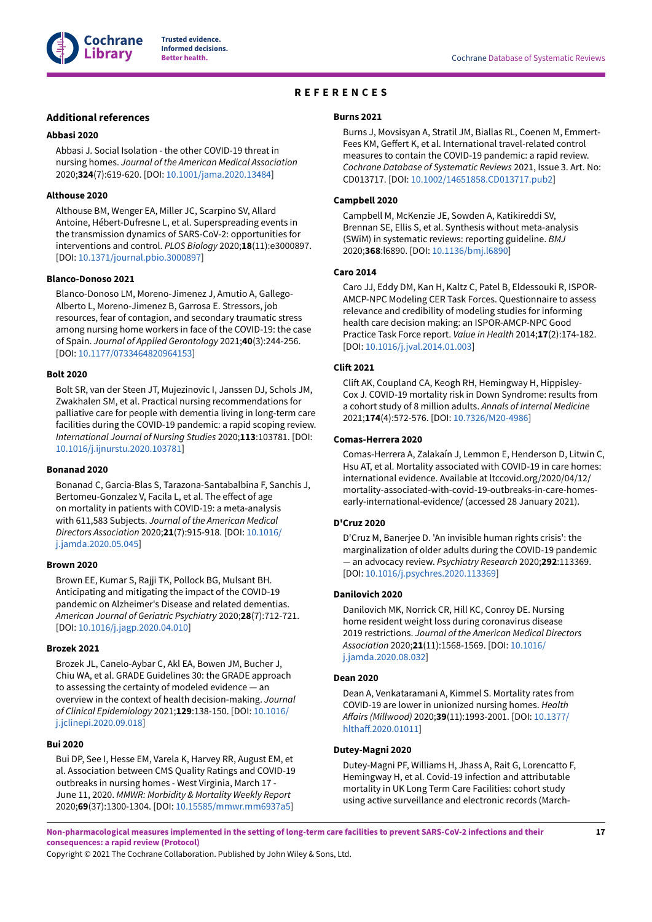# REFERENCES

## Additional references

### Abbasi 2020

Abbasi J. Social Isolation - the other COVID-19 threat in nursing homes. *Journal of the American Medical Association* 2020;**324**(7):619-620. [DOI: 10.1001/jama.2020.13484]

### Althouse 2020

Althouse BM, Wenger EA, Miller JC, Scarpino SV, Allard Antoine, Hébert-Dufresne L, et al. Superspreading events in the transmission dynamics of SARS-CoV-2: opportunities for interventions and control. *PLOS Biology* 2020;**18**(11):e3000897. [DOI: 10.1371/journal.pbio.3000897]

### Blanco-Donoso 2021

Blanco-Donoso LM, Moreno-Jimenez J, Amutio A, Gallego-Alberto L, Moreno-Jimenez B, Garrosa E. Stressors, job resources, fear of contagion, and secondary traumatic stress among nursing home workers in face of the COVID-19: the case of Spain. *Journal of Applied Gerontology* 2021;**40**(3):244-256. [DOI: 10.1177/0733464820964153]

### Bolt 2020

Bolt SR, van der Steen JT, Mujezinovic I, Janssen DJ, Schols JM, Zwakhalen SM, et al. Practical nursing recommendations for palliative care for people with dementia living in long-term care facilities during the COVID-19 pandemic: a rapid scoping review. *International Journal of Nursing Studies* 2020;**113**:103781. [DOI: 10.1016/j.ijnurstu.2020.103781]

### Bonanad 2020

Bonanad C, Garcia-Blas S, Tarazona-Santabalbina F, Sanchis J, Bertomeu-Gonzalez V, Facila L, et al. The effect of age on mortality in patients with COVID-19: a meta-analysis with 611,583 Subjects. *Journal of the American Medical Directors Association* 2020;**21**(7):915-918. [DOI: 10.1016/j.jamda.2020.05.045]

### Brown 2020

Brown EE, Kumar S, Rajji TK, Pollock BG, Mulsant BH. Anticipating and mitigating the impact of the COVID-19 pandemic on Alzheimer's Disease and related dementias. *American Journal of Geriatric Psychiatry* 2020;**28**(7):712-721. [DOI: 10.1016/j.jagp.2020.04.010]

### Brozek 2021

Brozek JL, Canelo-Aybar C, Akl EA, Bowen JM, Bucher J, Chiu WA, et al. GRADE Guidelines 30: the GRADE approach to assessing the certainty of modeled evidence — an overview in the context of health decision-making. *Journal of Clinical Epidemiology* 2021;**129**:138-150. [DOI: 10.1016/j.jclinepi.2020.09.018]

### Bui 2020

Bui DP, See I, Hesse EM, Varela K, Harvey RR, August EM, et al. Association between CMS Quality Ratings and COVID-19 outbreaks in nursing homes - West Virginia, March 17 - June 11, 2020. *MMWR: Morbidity & Mortality Weekly Report* 2020;**69**(37):1300-1304. [DOI: 10.15585/mmwr.mm6937a5]

### Burns 2021

Burns J, Movsisyan A, Stratil JM, Biallas RL, Coenen M, Emmert-Fees KM, Geffert K, et al. International travel-related control measures to contain the COVID-19 pandemic: a rapid review. *Cochrane Database of Systematic Reviews* 2021, Issue 3. Art. No: CD013717. [DOI: 10.1002/14651858.CD013717.pub2]

### Campbell 2020

Campbell M, McKenzie JE, Sowden A, Katikireddi SV, Brennan SE, Ellis S, et al. Synthesis without meta-analysis (SWiM) in systematic reviews: reporting guideline. *BMJ* 2020;**368**:l6890. [DOI: 10.1136/bmj.l6890]

### Caro 2014

Caro JJ, Eddy DM, Kan H, Kaltz C, Patel B, Eldessouki R, ISPOR-AMCP-NPC Modeling CER Task Forces. Questionnaire to assess relevance and credibility of modeling studies for informing health care decision making: an ISPOR-AMCP-NPC Good Practice Task Force report. *Value in Health* 2014;**17**(2):174-182. [DOI: 10.1016/j.jval.2014.01.003]

### Clift 2021

Clift AK, Coupland CA, Keogh RH, Hemingway H, Hippisley-Cox J. COVID-19 mortality risk in Down Syndrome: results from a cohort study of 8 million adults. *Annals of Internal Medicine* 2021;**174**(4):572-576. [DOI: 10.7326/M20-4986]

### Comas-Herrera 2020

Comas-Herrera A, Zalakaín J, Lemmon E, Henderson D, Litwin C, Hsu AT, et al. Mortality associated with COVID-19 in care homes: international evidence. Available at ltccovid.org/2020/04/12/mortality-associated-with-covid-19-outbreaks-in-care-homes-early-international-evidence/ (accessed 28 January 2021).

### D'Cruz 2020

D'Cruz M, Banerjee D. 'An invisible human rights crisis': the marginalization of older adults during the COVID-19 pandemic — an advocacy review. *Psychiatry Research* 2020;**292**:113369. [DOI: 10.1016/j.psychres.2020.113369]

### Danilovich 2020

Danilovich MK, Norrick CR, Hill KC, Conroy DE. Nursing home resident weight loss during coronavirus disease 2019 restrictions. *Journal of the American Medical Directors Association* 2020;**21**(11):1568-1569. [DOI: 10.1016/j.jamda.2020.08.032]

### Dean 2020

Dean A, Venkataramani A, Kimmel S. Mortality rates from COVID-19 are lower in unionized nursing homes. *Health Affairs (Millwood)* 2020;**39**(11):1993-2001. [DOI: 10.1377/hlthaff.2020.01011]

### Dutey-Magni 2020

Dutey-Magni PF, Williams H, Jhass A, Rait G, Lorencatto F, Hemingway H, et al. Covid-19 infection and attributable mortality in UK Long Term Care Facilities: cohort study using active surveillance and electronic records (March-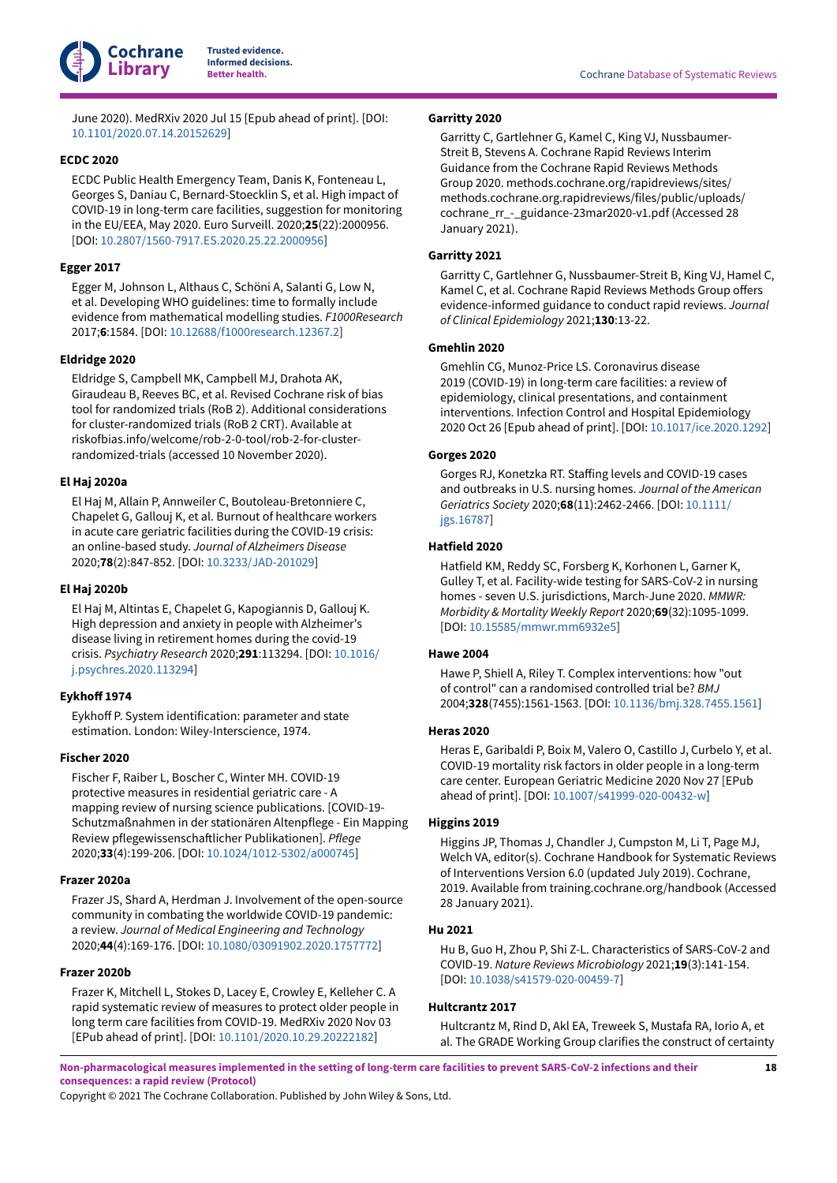June 2020). MedRXiv 2020 Jul 15 [Epub ahead of print]. [DOI: 10.1101/2020.07.14.20152629]

**ECDC 2020**

ECDC Public Health Emergency Team, Danis K, Fonteneau L, Georges S, Daniau C, Bernard-Stoecklin S, et al. High impact of COVID-19 in long-term care facilities, suggestion for monitoring in the EU/EEA, May 2020. Euro Surveill. 2020;**25**(22):2000956. [DOI: 10.2807/1560-7917.ES.2020.25.22.2000956]

**Egger 2017**

Egger M, Johnson L, Althaus C, Schöni A, Salanti G, Low N, et al. Developing WHO guidelines: time to formally include evidence from mathematical modelling studies. *F1000Research* 2017;**6**:1584. [DOI: 10.12688/f1000research.12367.2]

**Eldridge 2020**

Eldridge S, Campbell MK, Campbell MJ, Drahota AK, Giraudeau B, Reeves BC, et al. Revised Cochrane risk of bias tool for randomized trials (RoB 2). Additional considerations for cluster-randomized trials (RoB 2 CRT). Available at riskofbias.info/welcome/rob-2-0-tool/rob-2-for-cluster-randomized-trials (accessed 10 November 2020).

**El Haj 2020a**

El Haj M, Allain P, Annweiler C, Boutoleau-Bretonniere C, Chapelet G, Gallouj K, et al. Burnout of healthcare workers in acute care geriatric facilities during the COVID-19 crisis: an online-based study. *Journal of Alzheimers Disease* 2020;**78**(2):847-852. [DOI: 10.3233/JAD-201029]

**El Haj 2020b**

El Haj M, Altintas E, Chapelet G, Kapogiannis D, Gallouj K. High depression and anxiety in people with Alzheimer's disease living in retirement homes during the covid-19 crisis. *Psychiatry Research* 2020;**291**:113294. [DOI: 10.1016/j.psychres.2020.113294]

**Eykhoff 1974**

Eykhoff P. System identification: parameter and state estimation. London: Wiley-Interscience, 1974.

**Fischer 2020**

Fischer F, Raiber L, Boscher C, Winter MH. COVID-19 protective measures in residential geriatric care - A mapping review of nursing science publications. [COVID-19-Schutzmaßnahmen in der stationären Altenpflege - Ein Mapping Review pflegewissenschaftlicher Publikationen]. *Pflege* 2020;**33**(4):199-206. [DOI: 10.1024/1012-5302/a000745]

**Frazer 2020a**

Frazer JS, Shard A, Herdman J. Involvement of the open-source community in combating the worldwide COVID-19 pandemic: a review. *Journal of Medical Engineering and Technology* 2020;**44**(4):169-176. [DOI: 10.1080/03091902.2020.1757772]

**Frazer 2020b**

Frazer K, Mitchell L, Stokes D, Lacey E, Crowley E, Kelleher C. A rapid systematic review of measures to protect older people in long term care facilities from COVID-19. MedRXiv 2020 Nov 03 [EPub ahead of print]. [DOI: 10.1101/2020.10.29.20222182]

**Garritty 2020**

Garritty C, Gartlehner G, Kamel C, King VJ, Nussbaumer-Streit B, Stevens A. Cochrane Rapid Reviews Interim Guidance from the Cochrane Rapid Reviews Methods Group 2020. methods.cochrane.org/rapidreviews/sites/methods.cochrane.org.rapidreviews/files/public/uploads/cochrane_rr_-_guidance-23mar2020-v1.pdf (Accessed 28 January 2021).

**Garritty 2021**

Garritty C, Gartlehner G, Nussbaumer-Streit B, King VJ, Hamel C, Kamel C, et al. Cochrane Rapid Reviews Methods Group offers evidence-informed guidance to conduct rapid reviews. *Journal of Clinical Epidemiology* 2021;**130**:13-22.

**Gmehlin 2020**

Gmehlin CG, Munoz-Price LS. Coronavirus disease 2019 (COVID-19) in long-term care facilities: a review of epidemiology, clinical presentations, and containment interventions. Infection Control and Hospital Epidemiology 2020 Oct 26 [Epub ahead of print]. [DOI: 10.1017/ice.2020.1292]

**Gorges 2020**

Gorges RJ, Konetzka RT. Staffing levels and COVID-19 cases and outbreaks in U.S. nursing homes. *Journal of the American Geriatrics Society* 2020;**68**(11):2462-2466. [DOI: 10.1111/jgs.16787]

**Hatfield 2020**

Hatfield KM, Reddy SC, Forsberg K, Korhonen L, Garner K, Gulley T, et al. Facility-wide testing for SARS-CoV-2 in nursing homes - seven U.S. jurisdictions, March-June 2020. *MMWR: Morbidity & Mortality Weekly Report* 2020;**69**(32):1095-1099. [DOI: 10.15585/mmwr.mm6932e5]

**Hawe 2004**

Hawe P, Shiell A, Riley T. Complex interventions: how "out of control" can a randomised controlled trial be? *BMJ* 2004;**328**(7455):1561-1563. [DOI: 10.1136/bmj.328.7455.1561]

**Heras 2020**

Heras E, Garibaldi P, Boix M, Valero O, Castillo J, Curbelo Y, et al. COVID-19 mortality risk factors in older people in a long-term care center. European Geriatric Medicine 2020 Nov 27 [EPub ahead of print]. [DOI: 10.1007/s41999-020-00432-w]

**Higgins 2019**

Higgins JP, Thomas J, Chandler J, Cumpston M, Li T, Page MJ, Welch VA, editor(s). Cochrane Handbook for Systematic Reviews of Interventions Version 6.0 (updated July 2019). Cochrane, 2019. Available from training.cochrane.org/handbook (Accessed 28 January 2021).

**Hu 2021**

Hu B, Guo H, Zhou P, Shi Z-L. Characteristics of SARS-CoV-2 and COVID-19. *Nature Reviews Microbiology* 2021;**19**(3):141-154. [DOI: 10.1038/s41579-020-00459-7]

**Hultcrantz 2017**

Hultcrantz M, Rind D, Akl EA, Treweek S, Mustafa RA, Iorio A, et al. The GRADE Working Group clarifies the construct of certainty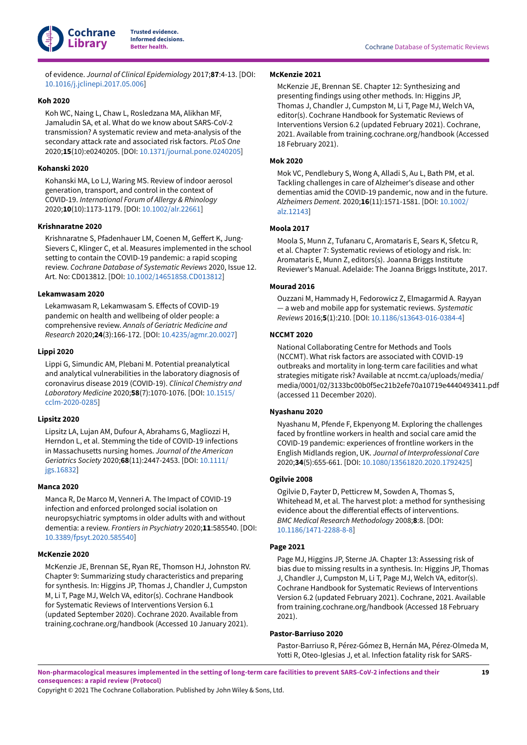of evidence. *Journal of Clinical Epidemiology* 2017;**87**:4-13. [DOI: 10.1016/j.jclinepi.2017.05.006]

**Koh 2020**

Koh WC, Naing L, Chaw L, Rosledzana MA, Alikhan MF, Jamaludin SA, et al. What do we know about SARS-CoV-2 transmission? A systematic review and meta-analysis of the secondary attack rate and associated risk factors. *PLoS One* 2020;**15**(10):e0240205. [DOI: 10.1371/journal.pone.0240205]

**Kohanski 2020**

Kohanski MA, Lo LJ, Waring MS. Review of indoor aerosol generation, transport, and control in the context of COVID-19. *International Forum of Allergy & Rhinology* 2020;**10**(10):1173-1179. [DOI: 10.1002/alr.22661]

**Krishnaratne 2020**

Krishnaratne S, Pfadenhauer LM, Coenen M, Geffert K, Jung-Sievers C, Klinger C, et al. Measures implemented in the school setting to contain the COVID-19 pandemic: a rapid scoping review. *Cochrane Database of Systematic Reviews* 2020, Issue 12. Art. No: CD013812. [DOI: 10.1002/14651858.CD013812]

**Lekamwasam 2020**

Lekamwasam R, Lekamwasam S. Effects of COVID-19 pandemic on health and wellbeing of older people: a comprehensive review. *Annals of Geriatric Medicine and Research* 2020;**24**(3):166-172. [DOI: 10.4235/agmr.20.0027]

**Lippi 2020**

Lippi G, Simundic AM, Plebani M. Potential preanalytical and analytical vulnerabilities in the laboratory diagnosis of coronavirus disease 2019 (COVID-19). *Clinical Chemistry and Laboratory Medicine* 2020;**58**(7):1070-1076. [DOI: 10.1515/cclm-2020-0285]

**Lipsitz 2020**

Lipsitz LA, Lujan AM, Dufour A, Abrahams G, Magliozzi H, Herndon L, et al. Stemming the tide of COVID-19 infections in Massachusetts nursing homes. *Journal of the American Geriatrics Society* 2020;**68**(11):2447-2453. [DOI: 10.1111/jgs.16832]

**Manca 2020**

Manca R, De Marco M, Venneri A. The Impact of COVID-19 infection and enforced prolonged social isolation on neuropsychiatric symptoms in older adults with and without dementia: a review. *Frontiers in Psychiatry* 2020;**11**:585540. [DOI: 10.3389/fpsyt.2020.585540]

**McKenzie 2020**

McKenzie JE, Brennan SE, Ryan RE, Thomson HJ, Johnston RV. Chapter 9: Summarizing study characteristics and preparing for synthesis. In: Higgins JP, Thomas J, Chandler J, Cumpston M, Li T, Page MJ, Welch VA, editor(s). Cochrane Handbook for Systematic Reviews of Interventions Version 6.1 (updated September 2020). Cochrane 2020. Available from training.cochrane.org/handbook (Accessed 10 January 2021).

**McKenzie 2021**

McKenzie JE, Brennan SE. Chapter 12: Synthesizing and presenting findings using other methods. In: Higgins JP, Thomas J, Chandler J, Cumpston M, Li T, Page MJ, Welch VA, editor(s). Cochrane Handbook for Systematic Reviews of Interventions Version 6.2 (updated February 2021). Cochrane, 2021. Available from training.cochrane.org/handbook (Accessed 18 February 2021).

**Mok 2020**

Mok VC, Pendlebury S, Wong A, Alladi S, Au L, Bath PM, et al. Tackling challenges in care of Alzheimer's disease and other dementias amid the COVID-19 pandemic, now and in the future. *Alzheimers Dement.* 2020;**16**(11):1571-1581. [DOI: 10.1002/alz.12143]

**Moola 2017**

Moola S, Munn Z, Tufanaru C, Aromataris E, Sears K, Sfetcu R, et al. Chapter 7: Systematic reviews of etiology and risk. In: Aromataris E, Munn Z, editors(s). Joanna Briggs Institute Reviewer's Manual. Adelaide: The Joanna Briggs Institute, 2017.

**Mourad 2016**

Ouzzani M, Hammady H, Fedorowicz Z, Elmagarmid A. Rayyan — a web and mobile app for systematic reviews. *Systematic Reviews* 2016;**5**(1):210. [DOI: 10.1186/s13643-016-0384-4]

**NCCMT 2020**

National Collaborating Centre for Methods and Tools (NCCMT). What risk factors are associated with COVID-19 outbreaks and mortality in long-term care facilities and what strategies mitigate risk? Available at nccmt.ca/uploads/media/media/0001/02/3133bc00b0f5ec21b2efe70a10719e4440493411.pdf (accessed 11 December 2020).

**Nyashanu 2020**

Nyashanu M, Pfende F, Ekpenyong M. Exploring the challenges faced by frontline workers in health and social care amid the COVID-19 pandemic: experiences of frontline workers in the English Midlands region, UK. *Journal of Interprofessional Care* 2020;**34**(5):655-661. [DOI: 10.1080/13561820.2020.1792425]

**Ogilvie 2008**

Ogilvie D, Fayter D, Petticrew M, Sowden A, Thomas S, Whitehead M, et al. The harvest plot: a method for synthesising evidence about the differential effects of interventions. *BMC Medical Research Methodology* 2008;**8**:8. [DOI: 10.1186/1471-2288-8-8]

**Page 2021**

Page MJ, Higgins JP, Sterne JA. Chapter 13: Assessing risk of bias due to missing results in a synthesis. In: Higgins JP, Thomas J, Chandler J, Cumpston M, Li T, Page MJ, Welch VA, editor(s). Cochrane Handbook for Systematic Reviews of Interventions Version 6.2 (updated February 2021). Cochrane, 2021. Available from training.cochrane.org/handbook (Accessed 18 February 2021).

**Pastor-Barriuso 2020**

Pastor-Barriuso R, Pérez-Gómez B, Hernán MA, Pérez-Olmeda M, Yotti R, Oteo-Iglesias J, et al. Infection fatality risk for SARS-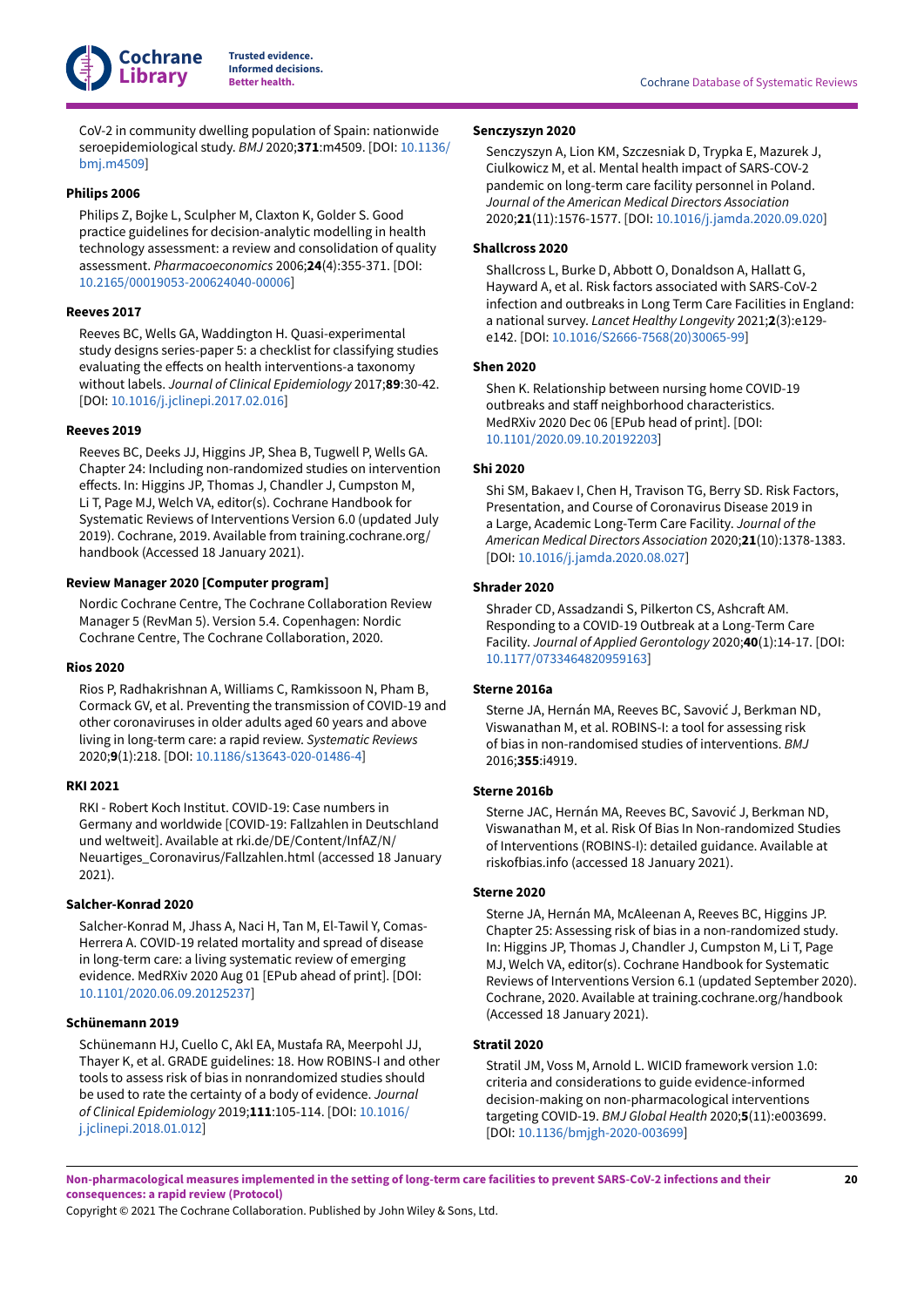CoV-2 in community dwelling population of Spain: nationwide seroepidemiological study. *BMJ* 2020;**371**:m4509. [DOI: 10.1136/bmj.m4509]

**Philips 2006**

Philips Z, Bojke L, Sculpher M, Claxton K, Golder S. Good practice guidelines for decision-analytic modelling in health technology assessment: a review and consolidation of quality assessment. *Pharmacoeconomics* 2006;**24**(4):355-371. [DOI: 10.2165/00019053-200624040-00006]

**Reeves 2017**

Reeves BC, Wells GA, Waddington H. Quasi-experimental study designs series-paper 5: a checklist for classifying studies evaluating the effects on health interventions-a taxonomy without labels. *Journal of Clinical Epidemiology* 2017;**89**:30-42. [DOI: 10.1016/j.jclinepi.2017.02.016]

**Reeves 2019**

Reeves BC, Deeks JJ, Higgins JP, Shea B, Tugwell P, Wells GA. Chapter 24: Including non-randomized studies on intervention effects. In: Higgins JP, Thomas J, Chandler J, Cumpston M, Li T, Page MJ, Welch VA, editor(s). Cochrane Handbook for Systematic Reviews of Interventions Version 6.0 (updated July 2019). Cochrane, 2019. Available from training.cochrane.org/handbook (Accessed 18 January 2021).

**Review Manager 2020 [Computer program]**

Nordic Cochrane Centre, The Cochrane Collaboration Review Manager 5 (RevMan 5). Version 5.4. Copenhagen: Nordic Cochrane Centre, The Cochrane Collaboration, 2020.

**Rios 2020**

Rios P, Radhakrishnan A, Williams C, Ramkissoon N, Pham B, Cormack GV, et al. Preventing the transmission of COVID-19 and other coronaviruses in older adults aged 60 years and above living in long-term care: a rapid review. *Systematic Reviews* 2020;**9**(1):218. [DOI: 10.1186/s13643-020-01486-4]

**RKI 2021**

RKI - Robert Koch Institut. COVID-19: Case numbers in Germany and worldwide [COVID-19: Fallzahlen in Deutschland und weltweit]. Available at rki.de/DE/Content/InfAZ/N/Neuartiges_Coronavirus/Fallzahlen.html (accessed 18 January 2021).

**Salcher-Konrad 2020**

Salcher-Konrad M, Jhass A, Naci H, Tan M, El-Tawil Y, Comas-Herrera A. COVID-19 related mortality and spread of disease in long-term care: a living systematic review of emerging evidence. MedRXiv 2020 Aug 01 [EPub ahead of print]. [DOI: 10.1101/2020.06.09.20125237]

**Schünemann 2019**

Schünemann HJ, Cuello C, Akl EA, Mustafa RA, Meerpohl JJ, Thayer K, et al. GRADE guidelines: 18. How ROBINS-I and other tools to assess risk of bias in nonrandomized studies should be used to rate the certainty of a body of evidence. *Journal of Clinical Epidemiology* 2019;**111**:105-114. [DOI: 10.1016/j.jclinepi.2018.01.012]

**Senczyszyn 2020**

Senczyszyn A, Lion KM, Szcześniak D, Trypka E, Mazurek J, Ciulkowicz M, et al. Mental health impact of SARS-COV-2 pandemic on long-term care facility personnel in Poland. *Journal of the American Medical Directors Association* 2020;**21**(11):1576-1577. [DOI: 10.1016/j.jamda.2020.09.020]

**Shallcross 2020**

Shallcross L, Burke D, Abbott O, Donaldson A, Hallatt G, Hayward A, et al. Risk factors associated with SARS-CoV-2 infection and outbreaks in Long Term Care Facilities in England: a national survey. *Lancet Healthy Longevity* 2021;**2**(3):e129-e142. [DOI: 10.1016/S2666-7568(20)30065-99]

**Shen 2020**

Shen K. Relationship between nursing home COVID-19 outbreaks and staff neighborhood characteristics. MedRXiv 2020 Dec 06 [EPub head of print]. [DOI: 10.1101/2020.09.10.20192203]

**Shi 2020**

Shi SM, Bakaev I, Chen H, Travison TG, Berry SD. Risk Factors, Presentation, and Course of Coronavirus Disease 2019 in a Large, Academic Long-Term Care Facility. *Journal of the American Medical Directors Association* 2020;**21**(10):1378-1383. [DOI: 10.1016/j.jamda.2020.08.027]

**Shrader 2020**

Shrader CD, Assadzandi S, Pilkerton CS, Ashcraft AM. Responding to a COVID-19 Outbreak at a Long-Term Care Facility. *Journal of Applied Gerontology* 2020;**40**(1):14-17. [DOI: 10.1177/0733464820959163]

**Sterne 2016a**

Sterne JA, Hernán MA, Reeves BC, Savović J, Berkman ND, Viswanathan M, et al. ROBINS-I: a tool for assessing risk of bias in non-randomised studies of interventions. *BMJ* 2016;**355**:i4919.

**Sterne 2016b**

Sterne JAC, Hernán MA, Reeves BC, Savović J, Berkman ND, Viswanathan M, et al. Risk Of Bias In Non-randomized Studies of Interventions (ROBINS-I): detailed guidance. Available at riskofbias.info (accessed 18 January 2021).

**Sterne 2020**

Sterne JA, Hernán MA, McAleenan A, Reeves BC, Higgins JP. Chapter 25: Assessing risk of bias in a non-randomized study. In: Higgins JP, Thomas J, Chandler J, Cumpston M, Li T, Page MJ, Welch VA, editor(s). Cochrane Handbook for Systematic Reviews of Interventions Version 6.1 (updated September 2020). Cochrane, 2020. Available at training.cochrane.org/handbook (Accessed 18 January 2021).

**Stratil 2020**

Stratil JM, Voss M, Arnold L. WICID framework version 1.0: criteria and considerations to guide evidence-informed decision-making on non-pharmacological interventions targeting COVID-19. *BMJ Global Health* 2020;**5**(11):e003699. [DOI: 10.1136/bmjgh-2020-003699]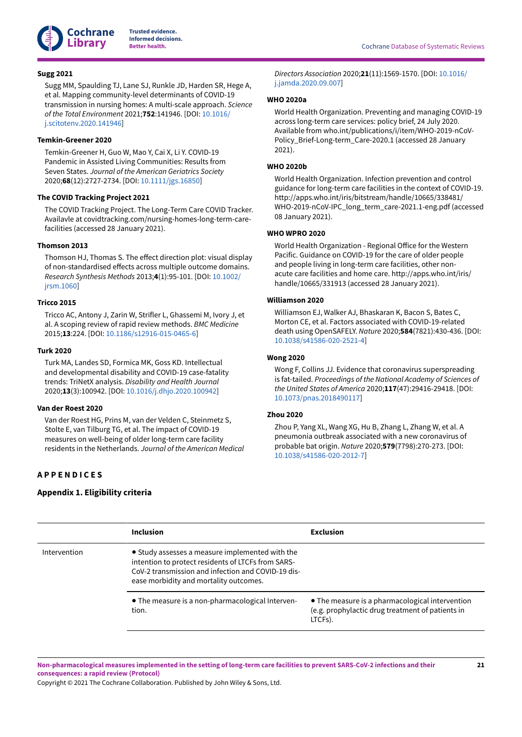**Sugg 2021**

Sugg MM, Spaulding TJ, Lane SJ, Runkle JD, Harden SR, Hege A, et al. Mapping community-level determinants of COVID-19 transmission in nursing homes: A multi-scale approach. *Science of the Total Environment* 2021;**752**:141946. [DOI: 10.1016/j.scitotenv.2020.141946]

**Temkin-Greener 2020**

Temkin-Greener H, Guo W, Mao Y, Cai X, Li Y. COVID-19 Pandemic in Assisted Living Communities: Results from Seven States. *Journal of the American Geriatrics Society* 2020;**68**(12):2727-2734. [DOI: 10.1111/jgs.16850]

**The COVID Tracking Project 2021**

The COVID Tracking Project. The Long-Term Care COVID Tracker. Availavle at covidtracking.com/nursing-homes-long-term-care-facilities (accessed 28 January 2021).

**Thomson 2013**

Thomson HJ, Thomas S. The effect direction plot: visual display of non-standardised effects across multiple outcome domains. *Research Synthesis Methods* 2013;**4**(1):95-101. [DOI: 10.1002/jrsm.1060]

**Tricco 2015**

Tricco AC, Antony J, Zarin W, Strifler L, Ghassemi M, Ivory J, et al. A scoping review of rapid review methods. *BMC Medicine* 2015;**13**:224. [DOI: 10.1186/s12916-015-0465-6]

**Turk 2020**

Turk MA, Landes SD, Formica MK, Goss KD. Intellectual and developmental disability and COVID-19 case-fatality trends: TriNetX analysis. *Disability and Health Journal* 2020;**13**(3):100942. [DOI: 10.1016/j.dhjo.2020.100942]

**Van der Roest 2020**

Van der Roest HG, Prins M, van der Velden C, Steinmetz S, Stolte E, van Tilburg TG, et al. The impact of COVID-19 measures on well-being of older long-term care facility residents in the Netherlands. *Journal of the American Medical Directors Association* 2020;**21**(11):1569-1570. [DOI: 10.1016/j.jamda.2020.09.007]

**WHO 2020a**

World Health Organization. Preventing and managing COVID-19 across long-term care services: policy brief, 24 July 2020. Available from who.int/publications/i/item/WHO-2019-nCoV-Policy_Brief-Long-term_Care-2020.1 (accessed 28 January 2021).

**WHO 2020b**

World Health Organization. Infection prevention and control guidance for long-term care facilities in the context of COVID-19. http://apps.who.int/iris/bitstream/handle/10665/338481/WHO-2019-nCoV-IPC_long_term_care-2021.1-eng.pdf (accessed 08 January 2021).

**WHO WPRO 2020**

World Health Organization - Regional Office for the Western Pacific. Guidance on COVID-19 for the care of older people and people living in long-term care facilities, other non-acute care facilities and home care. http://apps.who.int/iris/handle/10665/331913 (accessed 28 January 2021).

**Williamson 2020**

Williamson EJ, Walker AJ, Bhaskaran K, Bacon S, Bates C, Morton CE, et al. Factors associated with COVID-19-related death using OpenSAFELY. *Nature* 2020;**584**(7821):430-436. [DOI: 10.1038/s41586-020-2521-4]

**Wong 2020**

Wong F, Collins JJ. Evidence that coronavirus superspreading is fat-tailed. *Proceedings of the National Academy of Sciences of the United States of America* 2020;**117**(47):29416-29418. [DOI: 10.1073/pnas.2018490117]

**Zhou 2020**

Zhou P, Yang XL, Wang XG, Hu B, Zhang L, Zhang W, et al. A pneumonia outbreak associated with a new coronavirus of probable bat origin. *Nature* 2020;**579**(7798):270-273. [DOI: 10.1038/s41586-020-2012-7]

# APPENDICES

## Appendix 1. Eligibility criteria

| | Inclusion | Exclusion |
|---|---|---|
| Intervention | • Study assesses a measure implemented with the intention to protect residents of LTCFs from SARS-CoV-2 transmission and infection and COVID-19 disease morbidity and mortality outcomes. | |
| | • The measure is a non-pharmacological Intervention. | • The measure is a pharmacological intervention (e.g. prophylactic drug treatment of patients in LTCFs). |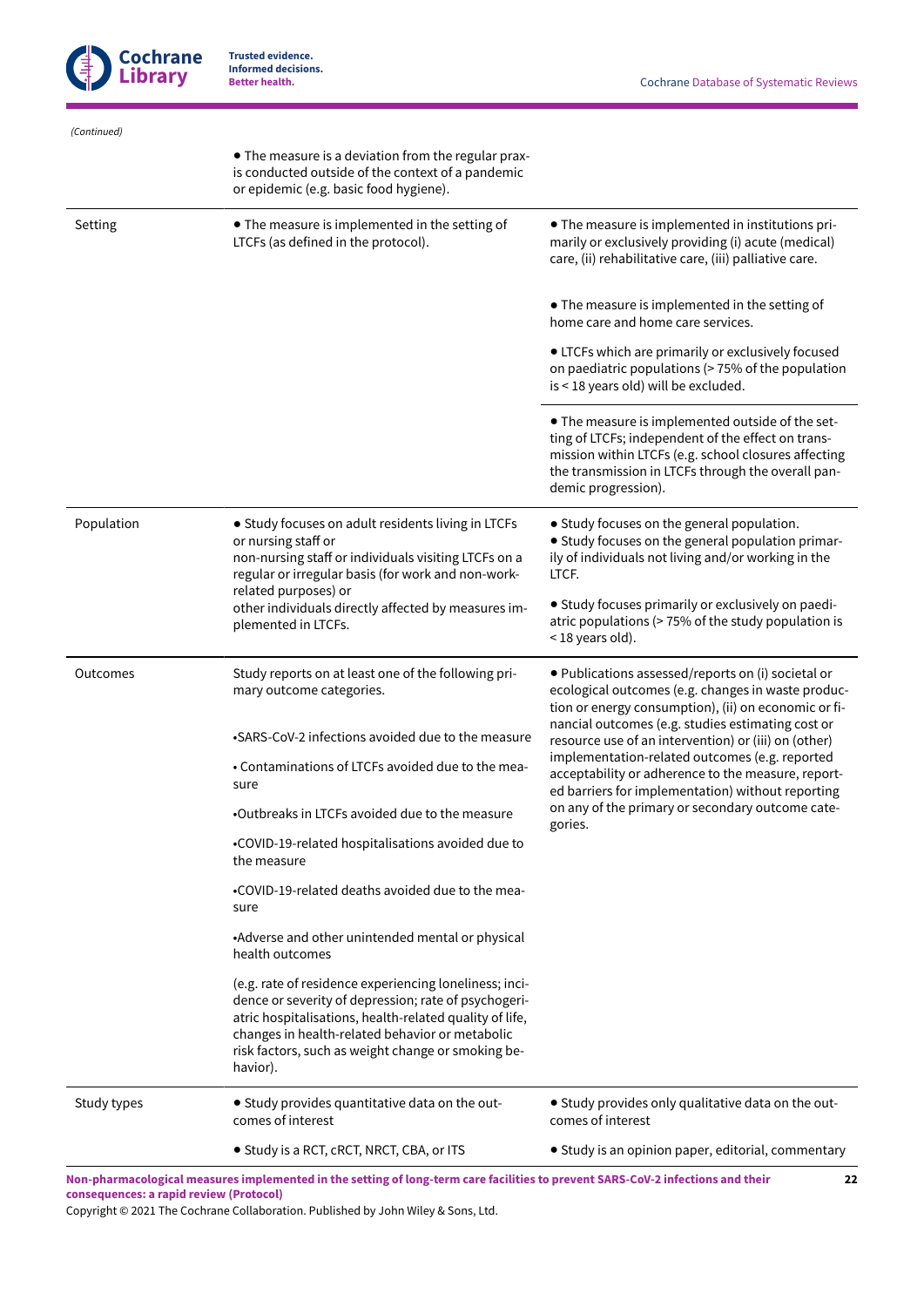*(Continued)*

| | | |
|---|---|---|
| | • The measure is a deviation from the regular praxis conducted outside of the context of a pandemic or epidemic (e.g. basic food hygiene). | |
| Setting | • The measure is implemented in the setting of LTCFs (as defined in the protocol). | • The measure is implemented in institutions primarily or exclusively providing (i) acute (medical) care, (ii) rehabilitative care, (iii) palliative care. • The measure is implemented in the setting of home care and home care services. • LTCFs which are primarily or exclusively focused on paediatric populations (> 75% of the population is < 18 years old) will be excluded. • The measure is implemented outside of the setting of LTCFs; independent of the effect on transmission within LTCFs (e.g. school closures affecting the transmission in LTCFs through the overall pandemic progression). |
| Population | • Study focuses on adult residents living in LTCFs or nursing staff or non-nursing staff or individuals visiting LTCFs on a regular or irregular basis (for work and non-work-related purposes) or other individuals directly affected by measures implemented in LTCFs. | • Study focuses on the general population. • Study focuses on the general population primarily of individuals not living and/or working in the LTCF. • Study focuses primarily or exclusively on paediatric populations (> 75% of the study population is < 18 years old). |
| Outcomes | Study reports on at least one of the following primary outcome categories. •SARS-CoV-2 infections avoided due to the measure • Contaminations of LTCFs avoided due to the measure •Outbreaks in LTCFs avoided due to the measure •COVID-19-related hospitalisations avoided due to the measure •COVID-19-related deaths avoided due to the measure •Adverse and other unintended mental or physical health outcomes (e.g. rate of residence experiencing loneliness; incidence or severity of depression; rate of psychogeriatric hospitalisations, health-related quality of life, changes in health-related behavior or metabolic risk factors, such as weight change or smoking behavior). | • Publications assessed/reports on (i) societal or ecological outcomes (e.g. changes in waste production or energy consumption), (ii) on economic or financial outcomes (e.g. studies estimating cost or resource use of an intervention) or (iii) on (other) implementation-related outcomes (e.g. reported acceptability or adherence to the measure, reported barriers for implementation) without reporting on any of the primary or secondary outcome categories. |
| Study types | • Study provides quantitative data on the outcomes of interest • Study is a RCT, cRCT, NRCT, CBA, or ITS | • Study provides only qualitative data on the outcomes of interest • Study is an opinion paper, editorial, commentary |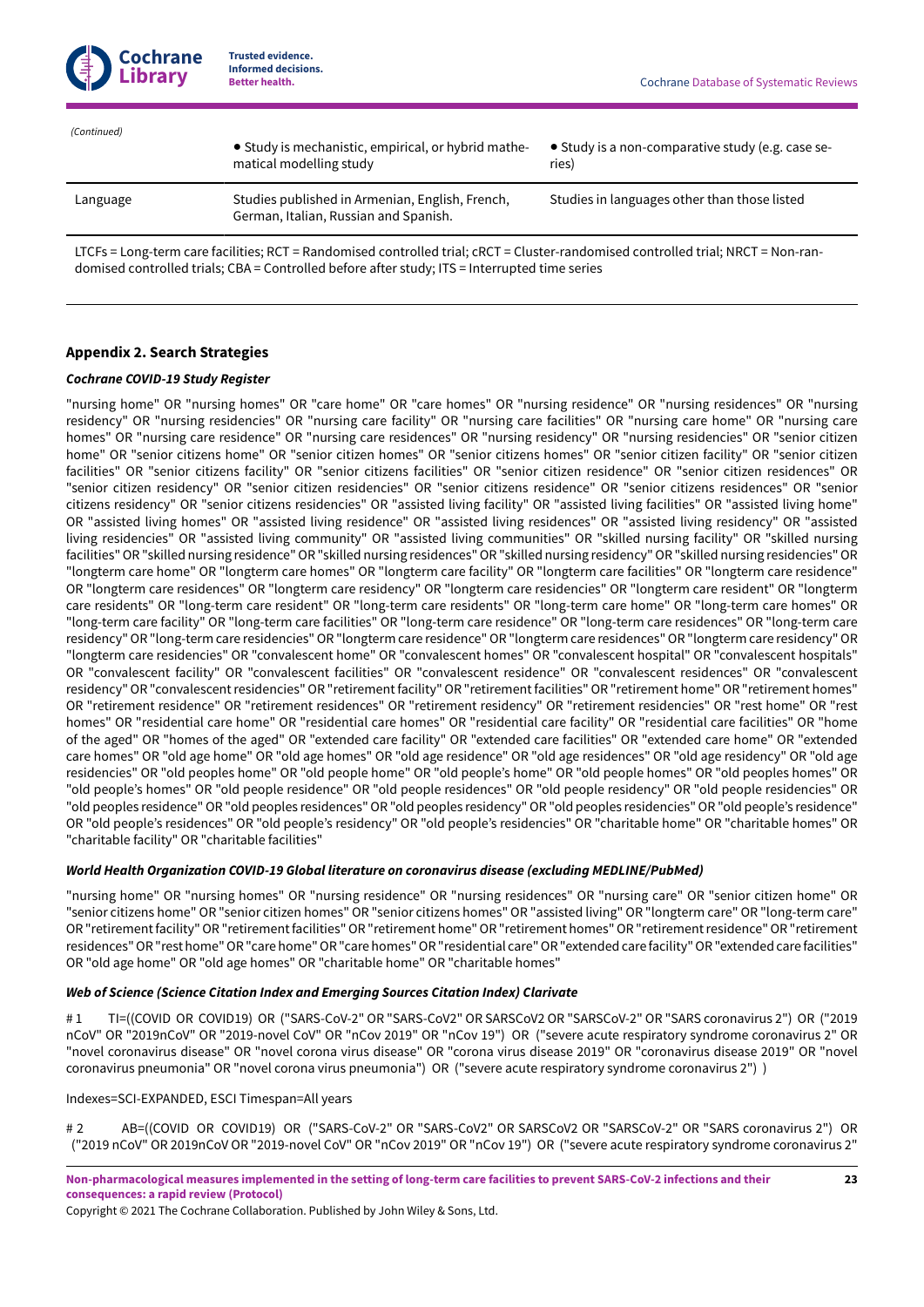*(Continued)*

| | | |
|---|---|---|
| | • Study is mechanistic, empirical, or hybrid mathematical modelling study | • Study is a non-comparative study (e.g. case series) |
| Language | Studies published in Armenian, English, French, German, Italian, Russian and Spanish. | Studies in languages other than those listed |

LTCFs = Long-term care facilities; RCT = Randomised controlled trial; cRCT = Cluster-randomised controlled trial; NRCT = Non-randomised controlled trials; CBA = Controlled before after study; ITS = Interrupted time series

### Appendix 2. Search Strategies

#### *Cochrane COVID-19 Study Register*

"nursing home" OR "nursing homes" OR "care home" OR "care homes" OR "nursing residence" OR "nursing residences" OR "nursing residency" OR "nursing residencies" OR "nursing care facility" OR "nursing care facilities" OR "nursing care home" OR "nursing care homes" OR "nursing care residence" OR "nursing care residences" OR "nursing residency" OR "nursing residencies" OR "senior citizen home" OR "senior citizens home" OR "senior citizen homes" OR "senior citizens homes" OR "senior citizen facility" OR "senior citizen facilities" OR "senior citizens facility" OR "senior citizens facilities" OR "senior citizen residence" OR "senior citizen residences" OR "senior citizen residency" OR "senior citizen residencies" OR "senior citizens residence" OR "senior citizens residences" OR "senior citizens residency" OR "senior citizens residencies" OR "assisted living facility" OR "assisted living facilities" OR "assisted living home" OR "assisted living homes" OR "assisted living residence" OR "assisted living residences" OR "assisted living residency" OR "assisted living residencies" OR "assisted living community" OR "assisted living communities" OR "skilled nursing facility" OR "skilled nursing facilities" OR "skilled nursing residence" OR "skilled nursing residences" OR "skilled nursing residency" OR "skilled nursing residencies" OR "longterm care home" OR "longterm care homes" OR "longterm care facility" OR "longterm care facilities" OR "longterm care residence" OR "longterm care residences" OR "longterm care residency" OR "longterm care residencies" OR "longterm care resident" OR "longterm care residents" OR "long-term care resident" OR "long-term care residents" OR "long-term care home" OR "long-term care homes" OR "long-term care facility" OR "long-term care facilities" OR "long-term care residence" OR "long-term care residences" OR "long-term care residency" OR "long-term care residencies" OR "longterm care residence" OR "longterm care residences" OR "longterm care residency" OR "longterm care residencies" OR "convalescent home" OR "convalescent homes" OR "convalescent hospital" OR "convalescent hospitals" OR "convalescent facility" OR "convalescent facilities" OR "convalescent residence" OR "convalescent residences" OR "convalescent residency" OR "convalescent residencies" OR "retirement facility" OR "retirement facilities" OR "retirement home" OR "retirement homes" OR "retirement residence" OR "retirement residences" OR "retirement residency" OR "retirement residencies" OR "rest home" OR "rest homes" OR "residential care home" OR "residential care homes" OR "residential care facility" OR "residential care facilities" OR "home of the aged" OR "homes of the aged" OR "extended care facility" OR "extended care facilities" OR "extended care home" OR "extended care homes" OR "old age home" OR "old age homes" OR "old age residence" OR "old age residences" OR "old age residency" OR "old age residencies" OR "old peoples home" OR "old people home" OR "old people's home" OR "old people homes" OR "old peoples homes" OR "old people's homes" OR "old people residence" OR "old people residences" OR "old people residency" OR "old people residencies" OR "old peoples residence" OR "old peoples residences" OR "old peoples residency" OR "old peoples residencies" OR "old people's residence" OR "old people's residences" OR "old people's residency" OR "old people's residencies" OR "charitable home" OR "charitable homes" OR "charitable facility" OR "charitable facilities"

#### *World Health Organization COVID-19 Global literature on coronavirus disease (excluding MEDLINE/PubMed)*

"nursing home" OR "nursing homes" OR "nursing residence" OR "nursing residences" OR "nursing care" OR "senior citizen home" OR "senior citizens home" OR "senior citizen homes" OR "senior citizens homes" OR "assisted living" OR "longterm care" OR "long-term care" OR "retirement facility" OR "retirement facilities" OR "retirement home" OR "retirement homes" OR "retirement residence" OR "retirement residences" OR "rest home" OR "care home" OR "care homes" OR "residential care" OR "extended care facility" OR "extended care facilities" OR "old age home" OR "old age homes" OR "charitable home" OR "charitable homes"

#### *Web of Science (Science Citation Index and Emerging Sources Citation Index) Clarivate*

# 1 TI=((COVID OR COVID19) OR ("SARS-CoV-2" OR "SARS-CoV2" OR SARSCoV2 OR "SARSCoV-2" OR "SARS coronavirus 2") OR ("2019 nCoV" OR "2019nCoV" OR "2019-novel CoV" OR "nCov 2019" OR "nCov 19") OR ("severe acute respiratory syndrome coronavirus 2" OR "novel coronavirus disease" OR "novel corona virus disease" OR "corona virus disease 2019" OR "coronavirus disease 2019" OR "novel coronavirus pneumonia" OR "novel corona virus pneumonia") OR ("severe acute respiratory syndrome coronavirus 2") )

Indexes=SCI-EXPANDED, ESCI Timespan=All years

# 2 AB=((COVID OR COVID19) OR ("SARS-CoV-2" OR "SARS-CoV2" OR SARSCoV2 OR "SARSCoV-2" OR "SARS coronavirus 2") OR ("2019 nCoV" OR 2019nCoV OR "2019-novel CoV" OR "nCov 2019" OR "nCov 19") OR ("severe acute respiratory syndrome coronavirus 2"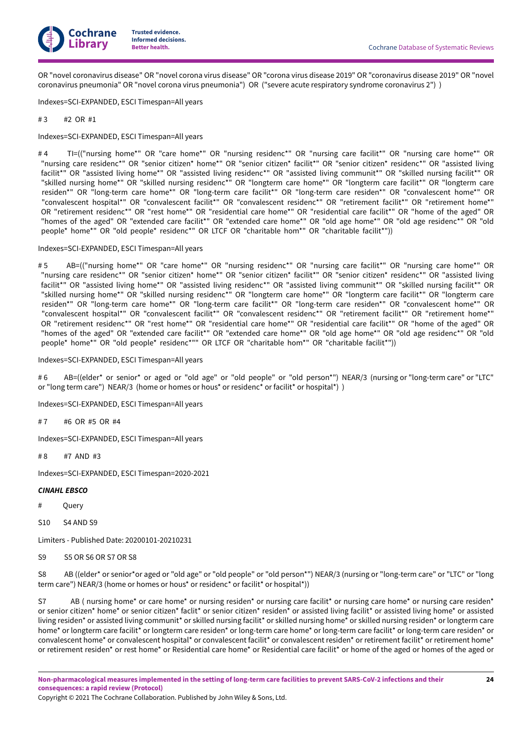OR "novel coronavirus disease" OR "novel corona virus disease" OR "corona virus disease 2019" OR "coronavirus disease 2019" OR "novel coronavirus pneumonia" OR "novel corona virus pneumonia") OR ("severe acute respiratory syndrome coronavirus 2") )

Indexes=SCI-EXPANDED, ESCI Timespan=All years

# 3 #2 OR #1

Indexes=SCI-EXPANDED, ESCI Timespan=All years

# 4 TI=(("nursing home*" OR "care home*" OR "nursing residenc*" OR "nursing care facilit*" OR "nursing care home*" OR "nursing care residenc*" OR "senior citizen* home*" OR "senior citizen* facilit*" OR "senior citizen* residenc*" OR "assisted living facilit*" OR "assisted living home*" OR "assisted living residenc*" OR "assisted living communit*" OR "skilled nursing facilit*" OR "skilled nursing home*" OR "skilled nursing residenc*" OR "longterm care home*" OR "longterm care facilit*" OR "longterm care residen*" OR "long-term care home*" OR "long-term care facilit*" OR "long-term care residen*" OR "convalescent home*" OR "convalescent hospital*" OR "convalescent facilit*" OR "convalescent residenc*" OR "retirement facilit*" OR "retirement home*" OR "retirement residenc*" OR "rest home*" OR "residential care home*" OR "residential care facilit*" OR "home of the aged" OR "homes of the aged" OR "extended care facilit*" OR "extended care home*" OR "old age home*" OR "old age residenc*" OR "old people* home*" OR "old people* residenc*" OR LTCF OR "charitable hom*" OR "charitable facilit*"))

Indexes=SCI-EXPANDED, ESCI Timespan=All years

# 5 AB=(("nursing home*" OR "care home*" OR "nursing residenc*" OR "nursing care facilit*" OR "nursing care home*" OR "nursing care residenc*" OR "senior citizen* home*" OR "senior citizen* facilit*" OR "senior citizen* residenc*" OR "assisted living facilit*" OR "assisted living home*" OR "assisted living residenc*" OR "assisted living communit*" OR "skilled nursing facilit*" OR "skilled nursing home*" OR "skilled nursing residenc*" OR "longterm care home*" OR "longterm care facilit*" OR "longterm care residen*" OR "long-term care home*" OR "long-term care facilit*" OR "long-term care residen*" OR "convalescent home*" OR "convalescent hospital*" OR "convalescent facilit*" OR "convalescent residenc*" OR "retirement facilit*" OR "retirement home*" OR "retirement residenc*" OR "rest home*" OR "residential care home*" OR "residential care facilit*" OR "home of the aged" OR "homes of the aged" OR "extended care facilit*" OR "extended care home*" OR "old age home*" OR "old age residenc*" OR "old people* home*" OR "old people* residenc*"" OR LTCF OR "charitable hom*" OR "charitable facilit*"))

Indexes=SCI-EXPANDED, ESCI Timespan=All years

# 6 AB=((elder* or senior* or aged or "old age" or "old people" or "old person*") NEAR/3 (nursing or "long-term care" or "LTC" or "long term care") NEAR/3 (home or homes or hous* or residenc* or facilit* or hospital*) )

Indexes=SCI-EXPANDED, ESCI Timespan=All years

# 7 #6 OR #5 OR #4

Indexes=SCI-EXPANDED, ESCI Timespan=All years

# 8 #7 AND #3

Indexes=SCI-EXPANDED, ESCI Timespan=2020-2021

***CINAHL EBSCO***

\# Query

S10 S4 AND S9

Limiters - Published Date: 20200101-20210231

S9 S5 OR S6 OR S7 OR S8

S8 AB ((elder* or senior*or aged or "old age" or "old people" or "old person*") NEAR/3 (nursing or "long-term care" or "LTC" or "long term care") NEAR/3 (home or homes or hous* or residenc* or facilit* or hospital*))

S7 AB ( nursing home* or care home* or nursing residen* or nursing care facilit* or nursing care home* or nursing care residen* or senior citizen* home* or senior citizen* faclit* or senior citizen* residen* or assisted living facilit* or assisted living home* or assisted living residen* or assisted living communit* or skilled nursing facilit* or skilled nursing home* or skilled nursing residen* or longterm care home* or longterm care facilit* or longterm care residen* or long-term care home* or long-term care facilit* or long-term care residen* or convalescent home* or convalescent hospital* or convalescent facilit* or convalescent residen* or retirement facilit* or retirement home* or retirement residen* or rest home* or Residential care home* or Residential care facilit* or home of the aged or homes of the aged or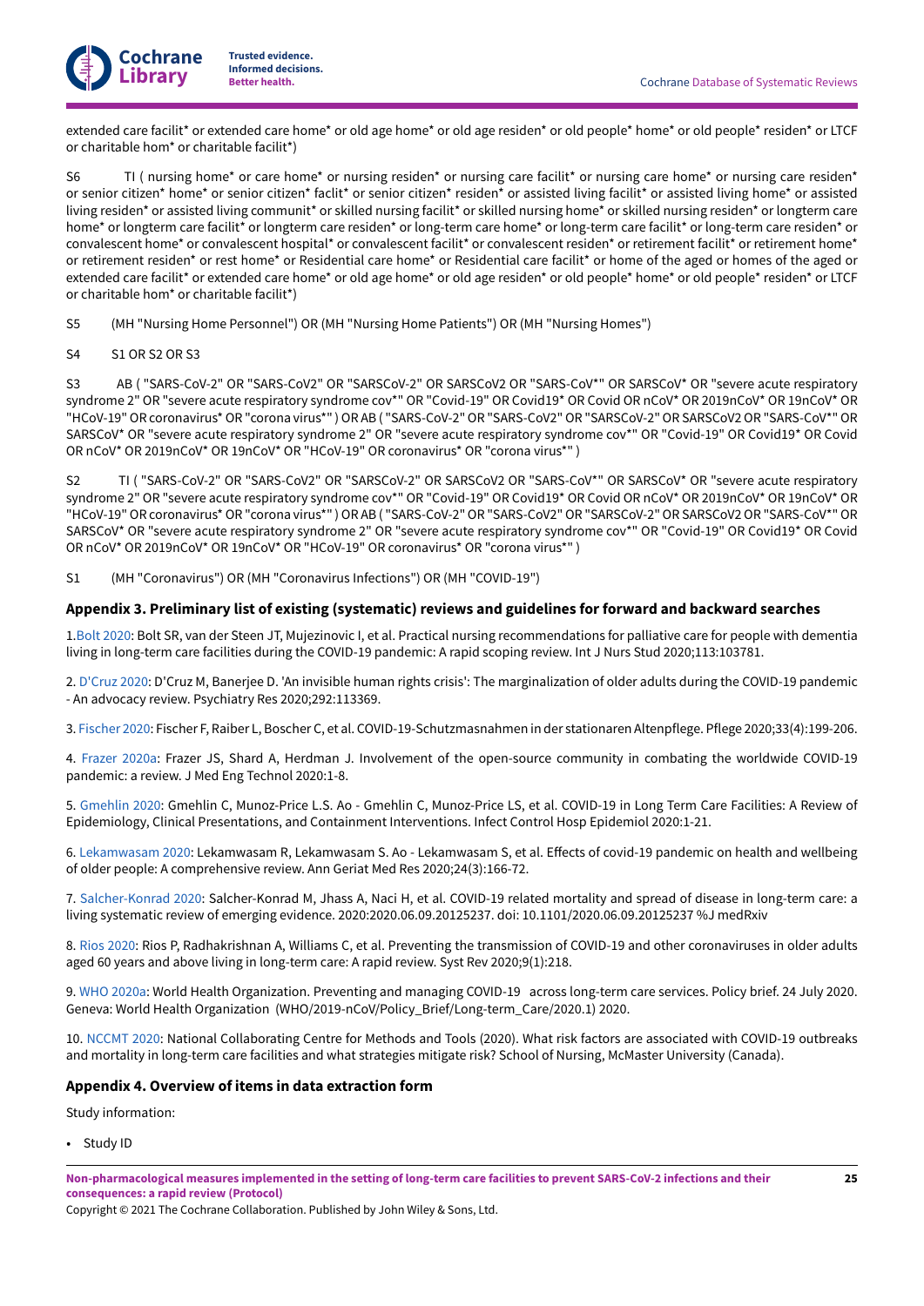extended care facilit* or extended care home* or old age home* or old age residen* or old people* home* or old people* residen* or LTCF or charitable hom* or charitable facilit*)

S6 TI ( nursing home* or care home* or nursing residen* or nursing care facilit* or nursing care home* or nursing care residen* or senior citizen* home* or senior citizen* faclit* or senior citizen* residen* or assisted living facilit* or assisted living home* or assisted living residen* or assisted living communit* or skilled nursing facilit* or skilled nursing home* or skilled nursing residen* or longterm care home* or longterm care facilit* or longterm care residen* or long-term care home* or long-term care facilit* or long-term care residen* or convalescent home* or convalescent hospital* or convalescent facilit* or convalescent residen* or retirement facilit* or retirement home* or retirement residen* or rest home* or Residential care home* or Residential care facilit* or home of the aged or homes of the aged or extended care facilit* or extended care home* or old age home* or old age residen* or old people* home* or old people* residen* or LTCF or charitable hom* or charitable facilit*)

S5 (MH "Nursing Home Personnel") OR (MH "Nursing Home Patients") OR (MH "Nursing Homes")

S4 S1 OR S2 OR S3

S3 AB ( "SARS-CoV-2" OR "SARS-CoV2" OR "SARSCoV-2" OR SARSCoV2 OR "SARS-CoV*" OR SARSCoV* OR "severe acute respiratory syndrome 2" OR "severe acute respiratory syndrome cov*" OR "Covid-19" OR Covid19* OR Covid OR nCoV* OR 2019nCoV* OR 19nCoV* OR "HCoV-19" OR coronavirus* OR "corona virus*" ) OR AB ( "SARS-CoV-2" OR "SARS-CoV2" OR "SARSCoV-2" OR SARSCoV2 OR "SARS-CoV*" OR SARSCoV* OR "severe acute respiratory syndrome 2" OR "severe acute respiratory syndrome cov*" OR "Covid-19" OR Covid19* OR Covid OR nCoV* OR 2019nCoV* OR 19nCoV* OR "HCoV-19" OR coronavirus* OR "corona virus*" )

S2 TI ( "SARS-CoV-2" OR "SARS-CoV2" OR "SARSCoV-2" OR SARSCoV2 OR "SARS-CoV*" OR SARSCoV* OR "severe acute respiratory syndrome 2" OR "severe acute respiratory syndrome cov*" OR "Covid-19" OR Covid19* OR Covid OR nCoV* OR 2019nCoV* OR 19nCoV* OR "HCoV-19" OR coronavirus* OR "corona virus*" ) OR AB ( "SARS-CoV-2" OR "SARS-CoV2" OR "SARSCoV-2" OR SARSCoV2 OR "SARS-CoV*" OR SARSCoV* OR "severe acute respiratory syndrome 2" OR "severe acute respiratory syndrome cov*" OR "Covid-19" OR Covid19* OR Covid OR nCoV* OR 2019nCoV* OR 19nCoV* OR "HCoV-19" OR coronavirus* OR "corona virus*" )

S1 (MH "Coronavirus") OR (MH "Coronavirus Infections") OR (MH "COVID-19")

### Appendix 3. Preliminary list of existing (systematic) reviews and guidelines for forward and backward searches

1.Bolt 2020: Bolt SR, van der Steen JT, Mujezinovic I, et al. Practical nursing recommendations for palliative care for people with dementia living in long-term care facilities during the COVID-19 pandemic: A rapid scoping review. Int J Nurs Stud 2020;113:103781.

2. D'Cruz 2020: D'Cruz M, Banerjee D. 'An invisible human rights crisis': The marginalization of older adults during the COVID-19 pandemic - An advocacy review. Psychiatry Res 2020;292:113369.

3. Fischer 2020: Fischer F, Raiber L, Boscher C, et al. COVID-19-Schutzmasnahmen in der stationaren Altenpflege. Pflege 2020;33(4):199-206.

4. Frazer 2020a: Frazer JS, Shard A, Herdman J. Involvement of the open-source community in combating the worldwide COVID-19 pandemic: a review. J Med Eng Technol 2020:1-8.

5. Gmehlin 2020: Gmehlin C, Munoz-Price L.S. Ao - Gmehlin C, Munoz-Price LS, et al. COVID-19 in Long Term Care Facilities: A Review of Epidemiology, Clinical Presentations, and Containment Interventions. Infect Control Hosp Epidemiol 2020:1-21.

6. Lekamwasam 2020: Lekamwasam R, Lekamwasam S. Ao - Lekamwasam S, et al. Effects of covid-19 pandemic on health and wellbeing of older people: A comprehensive review. Ann Geriat Med Res 2020;24(3):166-72.

7. Salcher-Konrad 2020: Salcher-Konrad M, Jhass A, Naci H, et al. COVID-19 related mortality and spread of disease in long-term care: a living systematic review of emerging evidence. 2020:2020.06.09.20125237. doi: 10.1101/2020.06.09.20125237 %J medRxiv

8. Rios 2020: Rios P, Radhakrishnan A, Williams C, et al. Preventing the transmission of COVID-19 and other coronaviruses in older adults aged 60 years and above living in long-term care: A rapid review. Syst Rev 2020;9(1):218.

9. WHO 2020a: World Health Organization. Preventing and managing COVID-19 across long-term care services. Policy brief. 24 July 2020. Geneva: World Health Organization (WHO/2019-nCoV/Policy_Brief/Long-term_Care/2020.1) 2020.

10. NCCMT 2020: National Collaborating Centre for Methods and Tools (2020). What risk factors are associated with COVID-19 outbreaks and mortality in long-term care facilities and what strategies mitigate risk? School of Nursing, McMaster University (Canada).

### Appendix 4. Overview of items in data extraction form

Study information:

- Study ID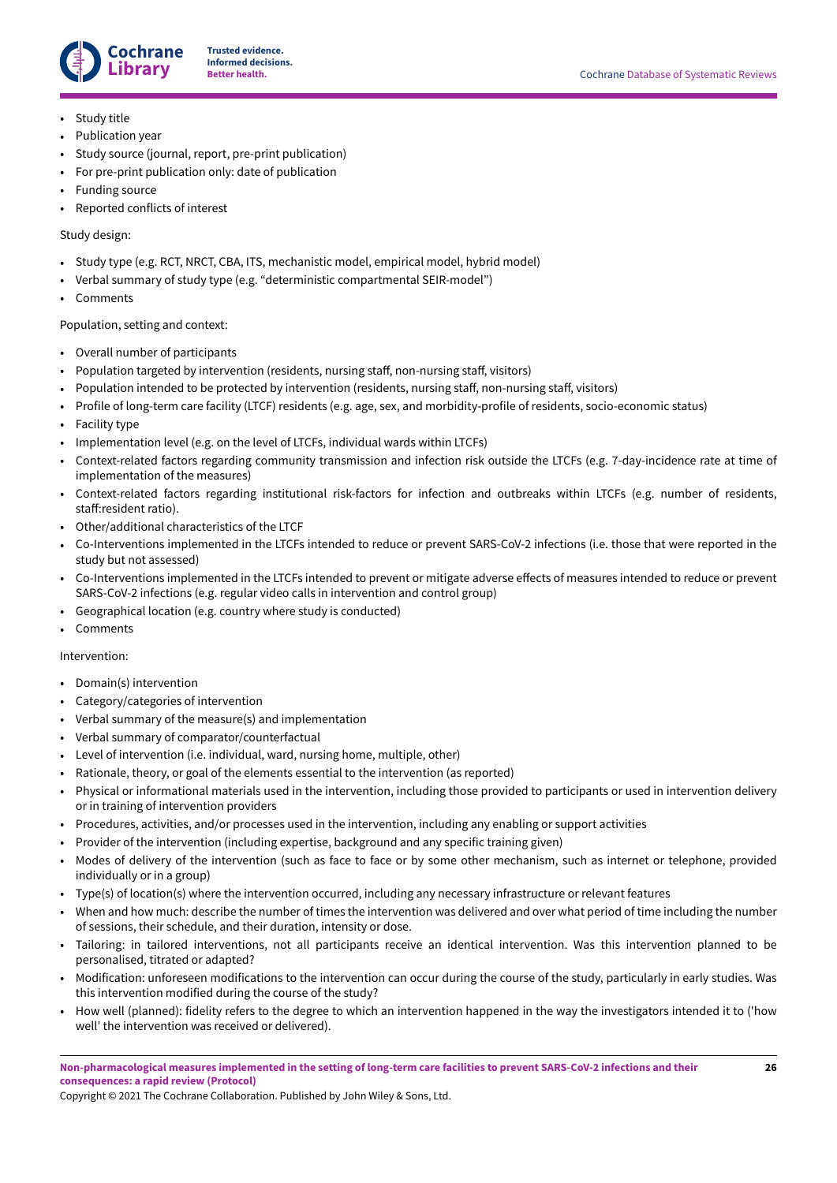- Study title
- Publication year
- Study source (journal, report, pre-print publication)
- For pre-print publication only: date of publication
- Funding source
- Reported conflicts of interest

Study design:

- Study type (e.g. RCT, NRCT, CBA, ITS, mechanistic model, empirical model, hybrid model)
- Verbal summary of study type (e.g. "deterministic compartmental SEIR-model")
- Comments

Population, setting and context:

- Overall number of participants
- Population targeted by intervention (residents, nursing staff, non-nursing staff, visitors)
- Population intended to be protected by intervention (residents, nursing staff, non-nursing staff, visitors)
- Profile of long-term care facility (LTCF) residents (e.g. age, sex, and morbidity-profile of residents, socio-economic status)
- Facility type
- Implementation level (e.g. on the level of LTCFs, individual wards within LTCFs)
- Context-related factors regarding community transmission and infection risk outside the LTCFs (e.g. 7-day-incidence rate at time of implementation of the measures)
- Context-related factors regarding institutional risk-factors for infection and outbreaks within LTCFs (e.g. number of residents, staff:resident ratio).
- Other/additional characteristics of the LTCF
- Co-Interventions implemented in the LTCFs intended to reduce or prevent SARS-CoV-2 infections (i.e. those that were reported in the study but not assessed)
- Co-Interventions implemented in the LTCFs intended to prevent or mitigate adverse effects of measures intended to reduce or prevent SARS-CoV-2 infections (e.g. regular video calls in intervention and control group)
- Geographical location (e.g. country where study is conducted)
- Comments

Intervention:

- Domain(s) intervention
- Category/categories of intervention
- Verbal summary of the measure(s) and implementation
- Verbal summary of comparator/counterfactual
- Level of intervention (i.e. individual, ward, nursing home, multiple, other)
- Rationale, theory, or goal of the elements essential to the intervention (as reported)
- Physical or informational materials used in the intervention, including those provided to participants or used in intervention delivery or in training of intervention providers
- Procedures, activities, and/or processes used in the intervention, including any enabling or support activities
- Provider of the intervention (including expertise, background and any specific training given)
- Modes of delivery of the intervention (such as face to face or by some other mechanism, such as internet or telephone, provided individually or in a group)
- Type(s) of location(s) where the intervention occurred, including any necessary infrastructure or relevant features
- When and how much: describe the number of times the intervention was delivered and over what period of time including the number of sessions, their schedule, and their duration, intensity or dose.
- Tailoring: in tailored interventions, not all participants receive an identical intervention. Was this intervention planned to be personalised, titrated or adapted?
- Modification: unforeseen modifications to the intervention can occur during the course of the study, particularly in early studies. Was this intervention modified during the course of the study?
- How well (planned): fidelity refers to the degree to which an intervention happened in the way the investigators intended it to ('how well' the intervention was received or delivered).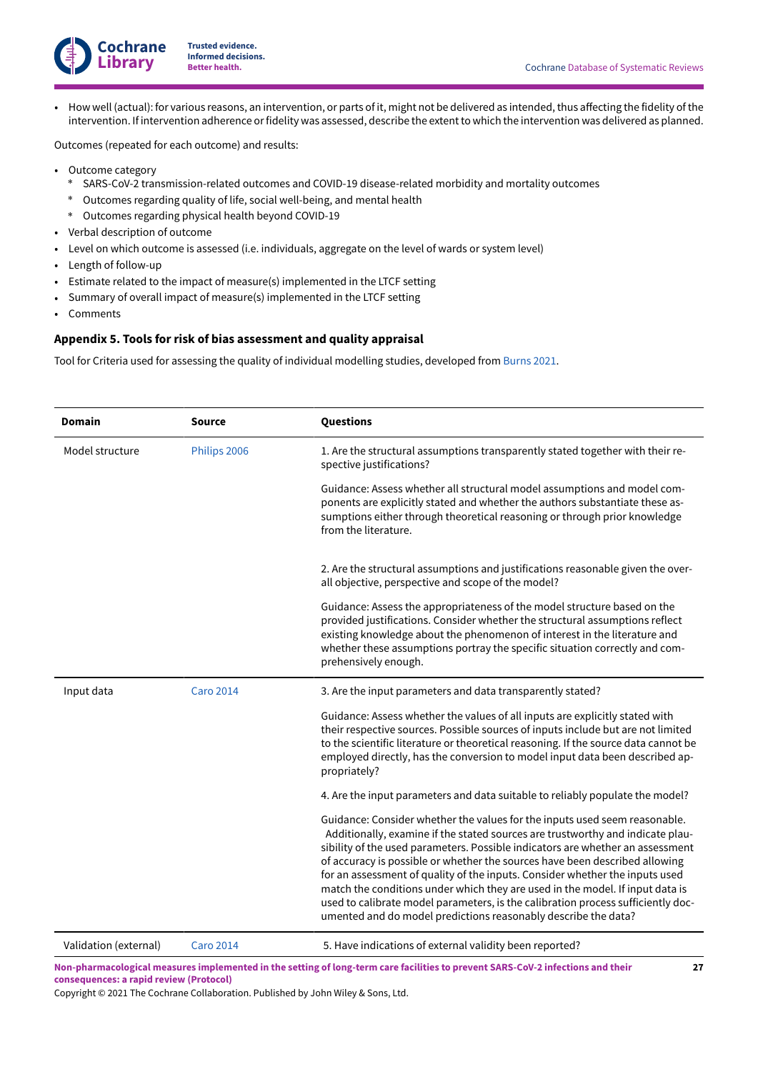- How well (actual): for various reasons, an intervention, or parts of it, might not be delivered as intended, thus affecting the fidelity of the intervention. If intervention adherence or fidelity was assessed, describe the extent to which the intervention was delivered as planned.

Outcomes (repeated for each outcome) and results:

- Outcome category
  - SARS-CoV-2 transmission-related outcomes and COVID-19 disease-related morbidity and mortality outcomes
  - Outcomes regarding quality of life, social well-being, and mental health
  - Outcomes regarding physical health beyond COVID-19
- Verbal description of outcome
- Level on which outcome is assessed (i.e. individuals, aggregate on the level of wards or system level)
- Length of follow-up
- Estimate related to the impact of measure(s) implemented in the LTCF setting
- Summary of overall impact of measure(s) implemented in the LTCF setting
- Comments

### Appendix 5. Tools for risk of bias assessment and quality appraisal

Tool for Criteria used for assessing the quality of individual modelling studies, developed from Burns 2021.

| Domain | Source | Questions |
|---|---|---|
| Model structure | Philips 2006 | 1. Are the structural assumptions transparently stated together with their respective justifications? |
| | | Guidance: Assess whether all structural model assumptions and model components are explicitly stated and whether the authors substantiate these assumptions either through theoretical reasoning or through prior knowledge from the literature. |
| | | 2. Are the structural assumptions and justifications reasonable given the overall objective, perspective and scope of the model? |
| | | Guidance: Assess the appropriateness of the model structure based on the provided justifications. Consider whether the structural assumptions reflect existing knowledge about the phenomenon of interest in the literature and whether these assumptions portray the specific situation correctly and comprehensively enough. |
| Input data | Caro 2014 | 3. Are the input parameters and data transparently stated? |
| | | Guidance: Assess whether the values of all inputs are explicitly stated with their respective sources. Possible sources of inputs include but are not limited to the scientific literature or theoretical reasoning. If the source data cannot be employed directly, has the conversion to model input data been described appropriately? |
| | | 4. Are the input parameters and data suitable to reliably populate the model? |
| | | Guidance: Consider whether the values for the inputs used seem reasonable. Additionally, examine if the stated sources are trustworthy and indicate plausibility of the used parameters. Possible indicators are whether an assessment of accuracy is possible or whether the sources have been described allowing for an assessment of quality of the inputs. Consider whether the inputs used match the conditions under which they are used in the model. If input data is used to calibrate model parameters, is the calibration process sufficiently documented and do model predictions reasonably describe the data? |
| Validation (external) | Caro 2014 | 5. Have indications of external validity been reported? |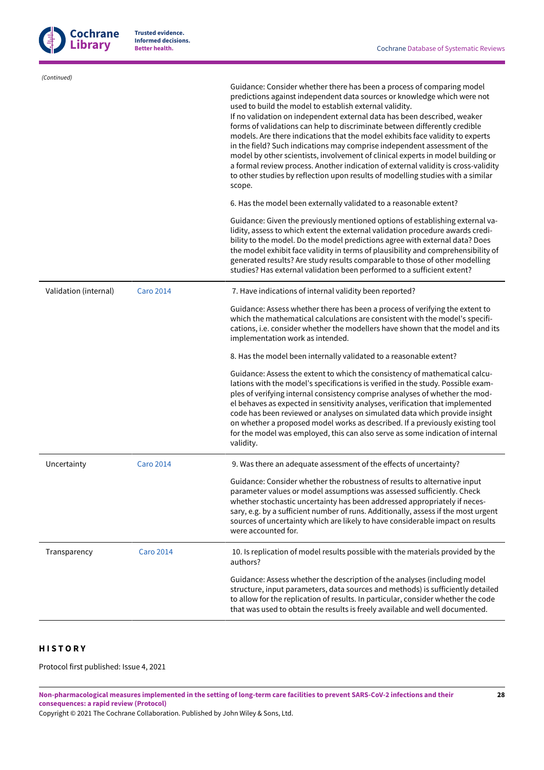*(Continued)*

| | | |
|---|---|---|
| | | Guidance: Consider whether there has been a process of comparing model predictions against independent data sources or knowledge which were not used to build the model to establish external validity.<br>If no validation on independent external data has been described, weaker forms of validations can help to discriminate between differently credible models. Are there indications that the model exhibits face validity to experts in the field? Such indications may comprise independent assessment of the model by other scientists, involvement of clinical experts in model building or a formal review process. Another indication of external validity is cross-validity to other studies by reflection upon results of modelling studies with a similar scope.<br><br>6. Has the model been externally validated to a reasonable extent?<br><br>Guidance: Given the previously mentioned options of establishing external validity, assess to which extent the external validation procedure awards credibility to the model. Do the model predictions agree with external data? Does the model exhibit face validity in terms of plausibility and comprehensibility of generated results? Are study results comparable to those of other modelling studies? Has external validation been performed to a sufficient extent? |
| Validation (internal) | Caro 2014 | 7. Have indications of internal validity been reported?<br><br>Guidance: Assess whether there has been a process of verifying the extent to which the mathematical calculations are consistent with the model's specifications, i.e. consider whether the modellers have shown that the model and its implementation work as intended.<br><br>8. Has the model been internally validated to a reasonable extent?<br><br>Guidance: Assess the extent to which the consistency of mathematical calculations with the model's specifications is verified in the study. Possible examples of verifying internal consistency comprise analyses of whether the model behaves as expected in sensitivity analyses, verification that implemented code has been reviewed or analyses on simulated data which provide insight on whether a proposed model works as described. If a previously existing tool for the model was employed, this can also serve as some indication of internal validity. |
| Uncertainty | Caro 2014 | 9. Was there an adequate assessment of the effects of uncertainty?<br><br>Guidance: Consider whether the robustness of results to alternative input parameter values or model assumptions was assessed sufficiently. Check whether stochastic uncertainty has been addressed appropriately if necessary, e.g. by a sufficient number of runs. Additionally, assess if the most urgent sources of uncertainty which are likely to have considerable impact on results were accounted for. |
| Transparency | Caro 2014 | 10. Is replication of model results possible with the materials provided by the authors?<br><br>Guidance: Assess whether the description of the analyses (including model structure, input parameters, data sources and methods) is sufficiently detailed to allow for the replication of results. In particular, consider whether the code that was used to obtain the results is freely available and well documented. |

# HISTORY

Protocol first published: Issue 4, 2021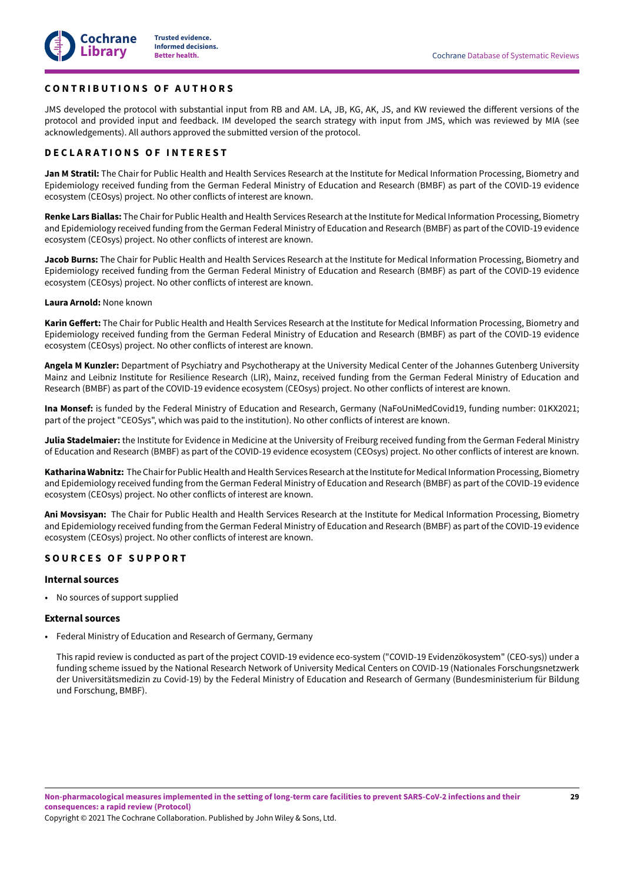## CONTRIBUTIONS OF AUTHORS

JMS developed the protocol with substantial input from RB and AM. LA, JB, KG, AK, JS, and KW reviewed the different versions of the protocol and provided input and feedback. IM developed the search strategy with input from JMS, which was reviewed by MIA (see acknowledgements). All authors approved the submitted version of the protocol.

## DECLARATIONS OF INTEREST

**Jan M Stratil:** The Chair for Public Health and Health Services Research at the Institute for Medical Information Processing, Biometry and Epidemiology received funding from the German Federal Ministry of Education and Research (BMBF) as part of the COVID-19 evidence ecosystem (CEOsys) project. No other conflicts of interest are known.

**Renke Lars Biallas:** The Chair for Public Health and Health Services Research at the Institute for Medical Information Processing, Biometry and Epidemiology received funding from the German Federal Ministry of Education and Research (BMBF) as part of the COVID-19 evidence ecosystem (CEOsys) project. No other conflicts of interest are known.

**Jacob Burns:** The Chair for Public Health and Health Services Research at the Institute for Medical Information Processing, Biometry and Epidemiology received funding from the German Federal Ministry of Education and Research (BMBF) as part of the COVID-19 evidence ecosystem (CEOsys) project. No other conflicts of interest are known.

**Laura Arnold:** None known

**Karin Geffert:** The Chair for Public Health and Health Services Research at the Institute for Medical Information Processing, Biometry and Epidemiology received funding from the German Federal Ministry of Education and Research (BMBF) as part of the COVID-19 evidence ecosystem (CEOsys) project. No other conflicts of interest are known.

**Angela M Kunzler:** Department of Psychiatry and Psychotherapy at the University Medical Center of the Johannes Gutenberg University Mainz and Leibniz Institute for Resilience Research (LIR), Mainz, received funding from the German Federal Ministry of Education and Research (BMBF) as part of the COVID-19 evidence ecosystem (CEOsys) project. No other conflicts of interest are known.

**Ina Monsef:** is funded by the Federal Ministry of Education and Research, Germany (NaFoUniMedCovid19, funding number: 01KX2021; part of the project "CEOSys", which was paid to the institution). No other conflicts of interest are known.

**Julia Stadelmaier:** the Institute for Evidence in Medicine at the University of Freiburg received funding from the German Federal Ministry of Education and Research (BMBF) as part of the COVID-19 evidence ecosystem (CEOsys) project. No other conflicts of interest are known.

**Katharina Wabnitz:** The Chair for Public Health and Health Services Research at the Institute for Medical Information Processing, Biometry and Epidemiology received funding from the German Federal Ministry of Education and Research (BMBF) as part of the COVID-19 evidence ecosystem (CEOsys) project. No other conflicts of interest are known.

**Ani Movsisyan:** The Chair for Public Health and Health Services Research at the Institute for Medical Information Processing, Biometry and Epidemiology received funding from the German Federal Ministry of Education and Research (BMBF) as part of the COVID-19 evidence ecosystem (CEOsys) project. No other conflicts of interest are known.

## SOURCES OF SUPPORT

### Internal sources

- No sources of support supplied

### External sources

- Federal Ministry of Education and Research of Germany, Germany

  This rapid review is conducted as part of the project COVID-19 evidence eco-system ("COVID-19 Evidenzökosystem" (CEO-sys)) under a funding scheme issued by the National Research Network of University Medical Centers on COVID-19 (Nationales Forschungsnetzwerk der Universitätsmedizin zu Covid-19) by the Federal Ministry of Education and Research of Germany (Bundesministerium für Bildung und Forschung, BMBF).